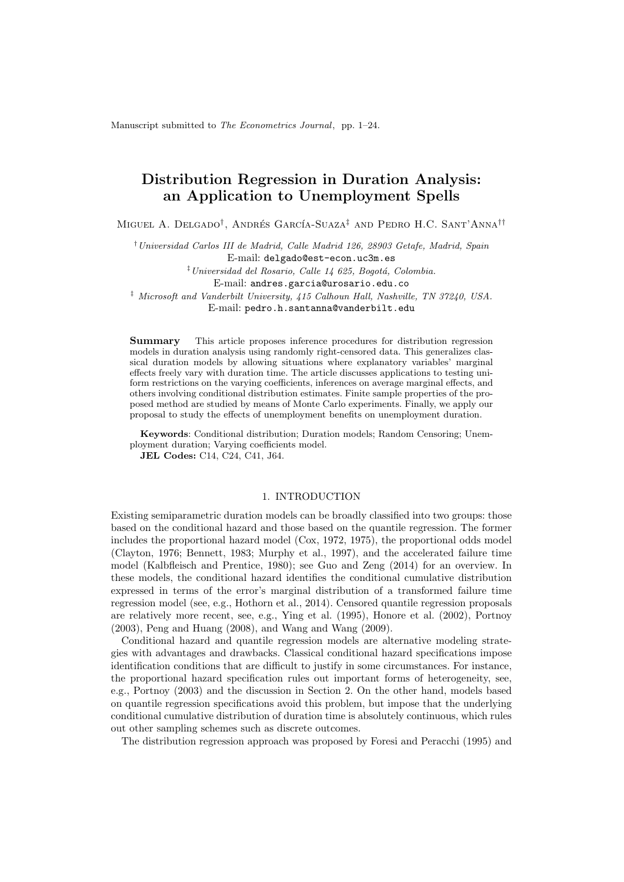Manuscript submitted to *The Econometrics Journal*, pp. 1–24.

# Distribution Regression in Duration Analysis: an Application to Unemployment Spells

Miguel A. Delgado[†], Andrés García-Suaza[‡] and Pedro H.C. Sant'Anna[††]

[†] *Universidad Carlos III de Madrid, Calle Madrid 126, 28903 Getafe, Madrid, Spain*
E-mail: delgado@est-econ.uc3m.es

[‡] *Universidad del Rosario, Calle 14 625, Bogotá, Colombia.*
E-mail: andres.garcia@urosario.edu.co

[‡] *Microsoft and Vanderbilt University, 415 Calhoun Hall, Nashville, TN 37240, USA.*
E-mail: pedro.h.santanna@vanderbilt.edu

**Summary** This article proposes inference procedures for distribution regression models in duration analysis using randomly right-censored data. This generalizes classical duration models by allowing situations where explanatory variables' marginal effects freely vary with duration time. The article discusses applications to testing uniform restrictions on the varying coefficients, inferences on average marginal effects, and others involving conditional distribution estimates. Finite sample properties of the proposed method are studied by means of Monte Carlo experiments. Finally, we apply our proposal to study the effects of unemployment benefits on unemployment duration.

**Keywords**: Conditional distribution; Duration models; Random Censoring; Unemployment duration; Varying coefficients model.
**JEL Codes:** C14, C24, C41, J64.

## 1. INTRODUCTION

Existing semiparametric duration models can be broadly classified into two groups: those based on the conditional hazard and those based on the quantile regression. The former includes the proportional hazard model (Cox, 1972, 1975), the proportional odds model (Clayton, 1976; Bennett, 1983; Murphy et al., 1997), and the accelerated failure time model (Kalbfleisch and Prentice, 1980); see Guo and Zeng (2014) for an overview. In these models, the conditional hazard identifies the conditional cumulative distribution expressed in terms of the error's marginal distribution of a transformed failure time regression model (see, e.g., Hothorn et al., 2014). Censored quantile regression proposals are relatively more recent, see, e.g., Ying et al. (1995), Honore et al. (2002), Portnoy (2003), Peng and Huang (2008), and Wang and Wang (2009).

Conditional hazard and quantile regression models are alternative modeling strategies with advantages and drawbacks. Classical conditional hazard specifications impose identification conditions that are difficult to justify in some circumstances. For instance, the proportional hazard specification rules out important forms of heterogeneity, see, e.g., Portnoy (2003) and the discussion in Section 2. On the other hand, models based on quantile regression specifications avoid this problem, but impose that the underlying conditional cumulative distribution of duration time is absolutely continuous, which rules out other sampling schemes such as discrete outcomes.

The distribution regression approach was proposed by Foresi and Peracchi (1995) and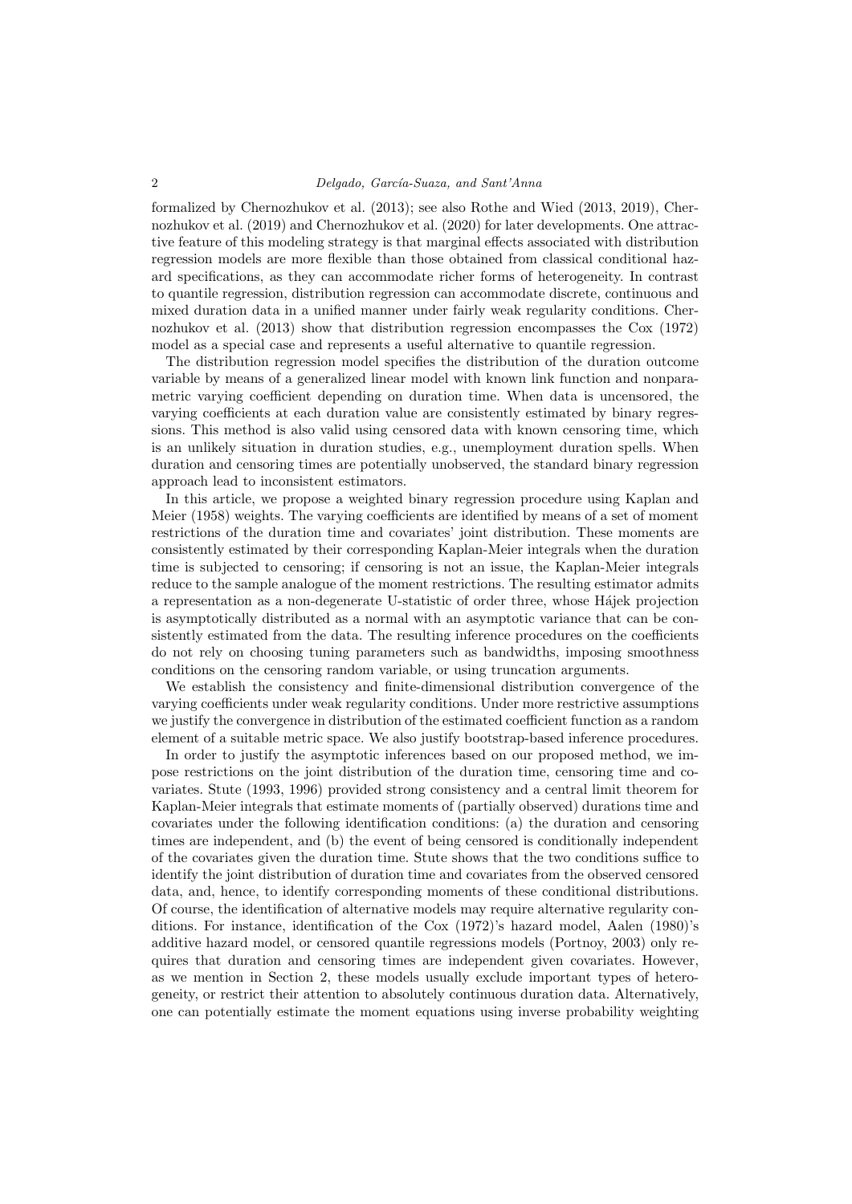formalized by Chernozhukov et al. (2013); see also Rothe and Wied (2013, 2019), Chernozhukov et al. (2019) and Chernozhukov et al. (2020) for later developments. One attractive feature of this modeling strategy is that marginal effects associated with distribution regression models are more flexible than those obtained from classical conditional hazard specifications, as they can accommodate richer forms of heterogeneity. In contrast to quantile regression, distribution regression can accommodate discrete, continuous and mixed duration data in a unified manner under fairly weak regularity conditions. Chernozhukov et al. (2013) show that distribution regression encompasses the Cox (1972) model as a special case and represents a useful alternative to quantile regression.

The distribution regression model specifies the distribution of the duration outcome variable by means of a generalized linear model with known link function and nonparametric varying coefficient depending on duration time. When data is uncensored, the varying coefficients at each duration value are consistently estimated by binary regressions. This method is also valid using censored data with known censoring time, which is an unlikely situation in duration studies, e.g., unemployment duration spells. When duration and censoring times are potentially unobserved, the standard binary regression approach lead to inconsistent estimators.

In this article, we propose a weighted binary regression procedure using Kaplan and Meier (1958) weights. The varying coefficients are identified by means of a set of moment restrictions of the duration time and covariates' joint distribution. These moments are consistently estimated by their corresponding Kaplan-Meier integrals when the duration time is subjected to censoring; if censoring is not an issue, the Kaplan-Meier integrals reduce to the sample analogue of the moment restrictions. The resulting estimator admits a representation as a non-degenerate U-statistic of order three, whose Hájek projection is asymptotically distributed as a normal with an asymptotic variance that can be consistently estimated from the data. The resulting inference procedures on the coefficients do not rely on choosing tuning parameters such as bandwidths, imposing smoothness conditions on the censoring random variable, or using truncation arguments.

We establish the consistency and finite-dimensional distribution convergence of the varying coefficients under weak regularity conditions. Under more restrictive assumptions we justify the convergence in distribution of the estimated coefficient function as a random element of a suitable metric space. We also justify bootstrap-based inference procedures.

In order to justify the asymptotic inferences based on our proposed method, we impose restrictions on the joint distribution of the duration time, censoring time and covariates. Stute (1993, 1996) provided strong consistency and a central limit theorem for Kaplan-Meier integrals that estimate moments of (partially observed) durations time and covariates under the following identification conditions: (a) the duration and censoring times are independent, and (b) the event of being censored is conditionally independent of the covariates given the duration time. Stute shows that the two conditions suffice to identify the joint distribution of duration time and covariates from the observed censored data, and, hence, to identify corresponding moments of these conditional distributions. Of course, the identification of alternative models may require alternative regularity conditions. For instance, identification of the Cox (1972)'s hazard model, Aalen (1980)'s additive hazard model, or censored quantile regressions models (Portnoy, 2003) only requires that duration and censoring times are independent given covariates. However, as we mention in Section 2, these models usually exclude important types of heterogeneity, or restrict their attention to absolutely continuous duration data. Alternatively, one can potentially estimate the moment equations using inverse probability weighting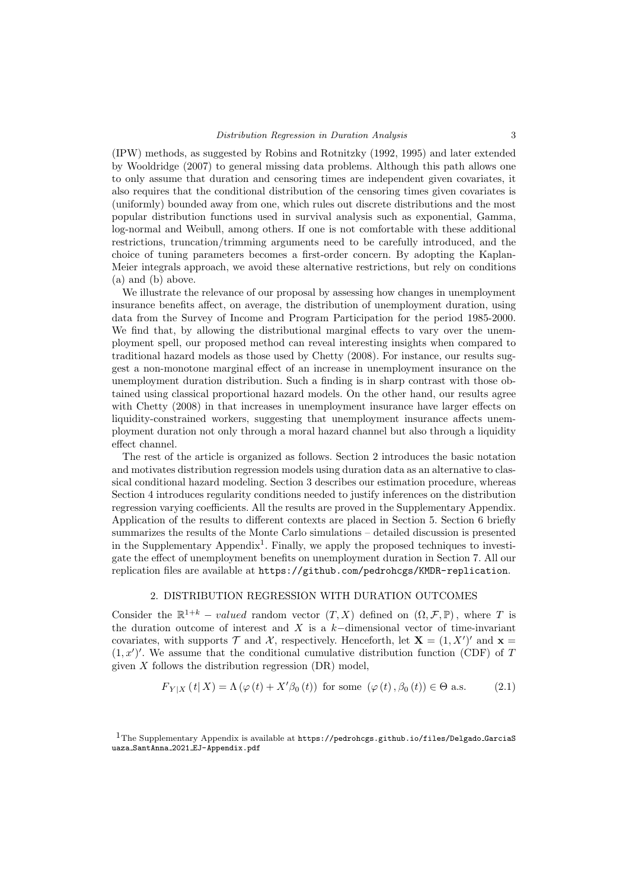(IPW) methods, as suggested by Robins and Rotnitzky (1992, 1995) and later extended by Wooldridge (2007) to general missing data problems. Although this path allows one to only assume that duration and censoring times are independent given covariates, it also requires that the conditional distribution of the censoring times given covariates is (uniformly) bounded away from one, which rules out discrete distributions and the most popular distribution functions used in survival analysis such as exponential, Gamma, log-normal and Weibull, among others. If one is not comfortable with these additional restrictions, truncation/trimming arguments need to be carefully introduced, and the choice of tuning parameters becomes a first-order concern. By adopting the Kaplan-Meier integrals approach, we avoid these alternative restrictions, but rely on conditions (a) and (b) above.

We illustrate the relevance of our proposal by assessing how changes in unemployment insurance benefits affect, on average, the distribution of unemployment duration, using data from the Survey of Income and Program Participation for the period 1985-2000. We find that, by allowing the distributional marginal effects to vary over the unemployment spell, our proposed method can reveal interesting insights when compared to traditional hazard models as those used by Chetty (2008). For instance, our results suggest a non-monotone marginal effect of an increase in unemployment insurance on the unemployment duration distribution. Such a finding is in sharp contrast with those obtained using classical proportional hazard models. On the other hand, our results agree with Chetty (2008) in that increases in unemployment insurance have larger effects on liquidity-constrained workers, suggesting that unemployment insurance affects unemployment duration not only through a moral hazard channel but also through a liquidity effect channel.

The rest of the article is organized as follows. Section 2 introduces the basic notation and motivates distribution regression models using duration data as an alternative to classical conditional hazard modeling. Section 3 describes our estimation procedure, whereas Section 4 introduces regularity conditions needed to justify inferences on the distribution regression varying coefficients. All the results are proved in the Supplementary Appendix. Application of the results to different contexts are placed in Section 5. Section 6 briefly summarizes the results of the Monte Carlo simulations – detailed discussion is presented in the Supplementary Appendix[1]. Finally, we apply the proposed techniques to investigate the effect of unemployment benefits on unemployment duration in Section 7. All our replication files are available at https://github.com/pedrohcgs/KMDR-replication.

## 2. DISTRIBUTION REGRESSION WITH DURATION OUTCOMES

Consider the $\mathbb{R}^{1+k}-valued$ random vector $(T,X)$ defined on $(\Omega,\mathcal{F},\mathbb{P})$, where $T$ is the duration outcome of interest and $X$ is a $k-$dimensional vector of time-invariant covariates, with supports $\mathcal{T}$ and $\mathcal{X}$, respectively. Henceforth, let $\mathbf{X}=(1,X')'$ and $\mathbf{x}=(1,x')'$. We assume that the conditional cumulative distribution function (CDF) of $T$ given $X$ follows the distribution regression (DR) model,

$$F_{Y|X}\left(t|\,X\right)=\Lambda\left(\varphi\left(t\right)+X'\beta_0\left(t\right)\right) \text{ for some } \left(\varphi\left(t\right),\beta_0\left(t\right)\right)\in\Theta \text{ a.s.} \tag{2.1}$$

[1] The Supplementary Appendix is available at https://pedrohcgs.github.io/files/Delgado_GarciaSuaza_SantAnna_2021_EJ-Appendix.pdf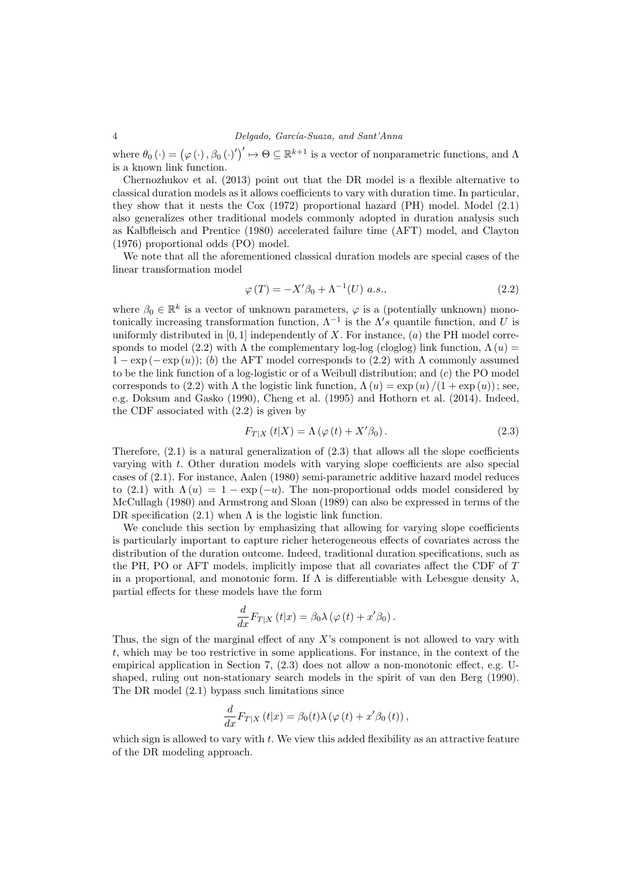where $\theta_0(\cdot) = (\varphi(\cdot), \beta_0(\cdot)')' \mapsto \Theta \subseteq \mathbb{R}^{k+1}$ is a vector of nonparametric functions, and $\Lambda$ is a known link function.

Chernozhukov et al. (2013) point out that the DR model is a flexible alternative to classical duration models as it allows coefficients to vary with duration time. In particular, they show that it nests the Cox (1972) proportional hazard (PH) model. Model (2.1) also generalizes other traditional models commonly adopted in duration analysis such as Kalbfleisch and Prentice (1980) accelerated failure time (AFT) model, and Clayton (1976) proportional odds (PO) model.

We note that all the aforementioned classical duration models are special cases of the linear transformation model

$$\varphi(T) = -X'\beta_0 + \Lambda^{-1}(U) \ a.s., \tag{2.2}$$

where $\beta_0 \in \mathbb{R}^k$ is a vector of unknown parameters, $\varphi$ is a (potentially unknown) monotonically increasing transformation function, $\Lambda^{-1}$ is the $\Lambda's$ quantile function, and $U$ is uniformly distributed in $[0,1]$ independently of $X$. For instance, $(a)$ the PH model corresponds to model (2.2) with $\Lambda$ the complementary log-log (cloglog) link function, $\Lambda(u) = 1 - \exp(-\exp(u))$; $(b)$ the AFT model corresponds to (2.2) with $\Lambda$ commonly assumed to be the link function of a log-logistic or of a Weibull distribution; and $(c)$ the PO model corresponds to (2.2) with $\Lambda$ the logistic link function, $\Lambda(u) = \exp(u)/(1+\exp(u))$; see, e.g. Doksum and Gasko (1990), Cheng et al. (1995) and Hothorn et al. (2014). Indeed, the CDF associated with (2.2) is given by

$$F_{T|X}(t|X) = \Lambda(\varphi(t) + X'\beta_0). \tag{2.3}$$

Therefore, (2.1) is a natural generalization of (2.3) that allows all the slope coefficients varying with $t$. Other duration models with varying slope coefficients are also special cases of (2.1). For instance, Aalen (1980) semi-parametric additive hazard model reduces to (2.1) with $\Lambda(u) = 1 - \exp(-u)$. The non-proportional odds model considered by McCullagh (1980) and Armstrong and Sloan (1989) can also be expressed in terms of the DR specification (2.1) when $\Lambda$ is the logistic link function.

We conclude this section by emphasizing that allowing for varying slope coefficients is particularly important to capture richer heterogeneous effects of covariates across the distribution of the duration outcome. Indeed, traditional duration specifications, such as the PH, PO or AFT models, implicitly impose that all covariates affect the CDF of $T$ in a proportional, and monotonic form. If $\Lambda$ is differentiable with Lebesgue density $\lambda$, partial effects for these models have the form

$$\frac{d}{dx}F_{T|X}(t|x) = \beta_0\lambda(\varphi(t) + x'\beta_0).$$

Thus, the sign of the marginal effect of any $X$'s component is not allowed to vary with $t$, which may be too restrictive in some applications. For instance, in the context of the empirical application in Section 7, (2.3) does not allow a non-monotonic effect, e.g. U-shaped, ruling out non-stationary search models in the spirit of van den Berg (1990). The DR model (2.1) bypass such limitations since

$$\frac{d}{dx}F_{T|X}(t|x) = \beta_0(t)\lambda(\varphi(t) + x'\beta_0(t)),$$

which sign is allowed to vary with $t$. We view this added flexibility as an attractive feature of the DR modeling approach.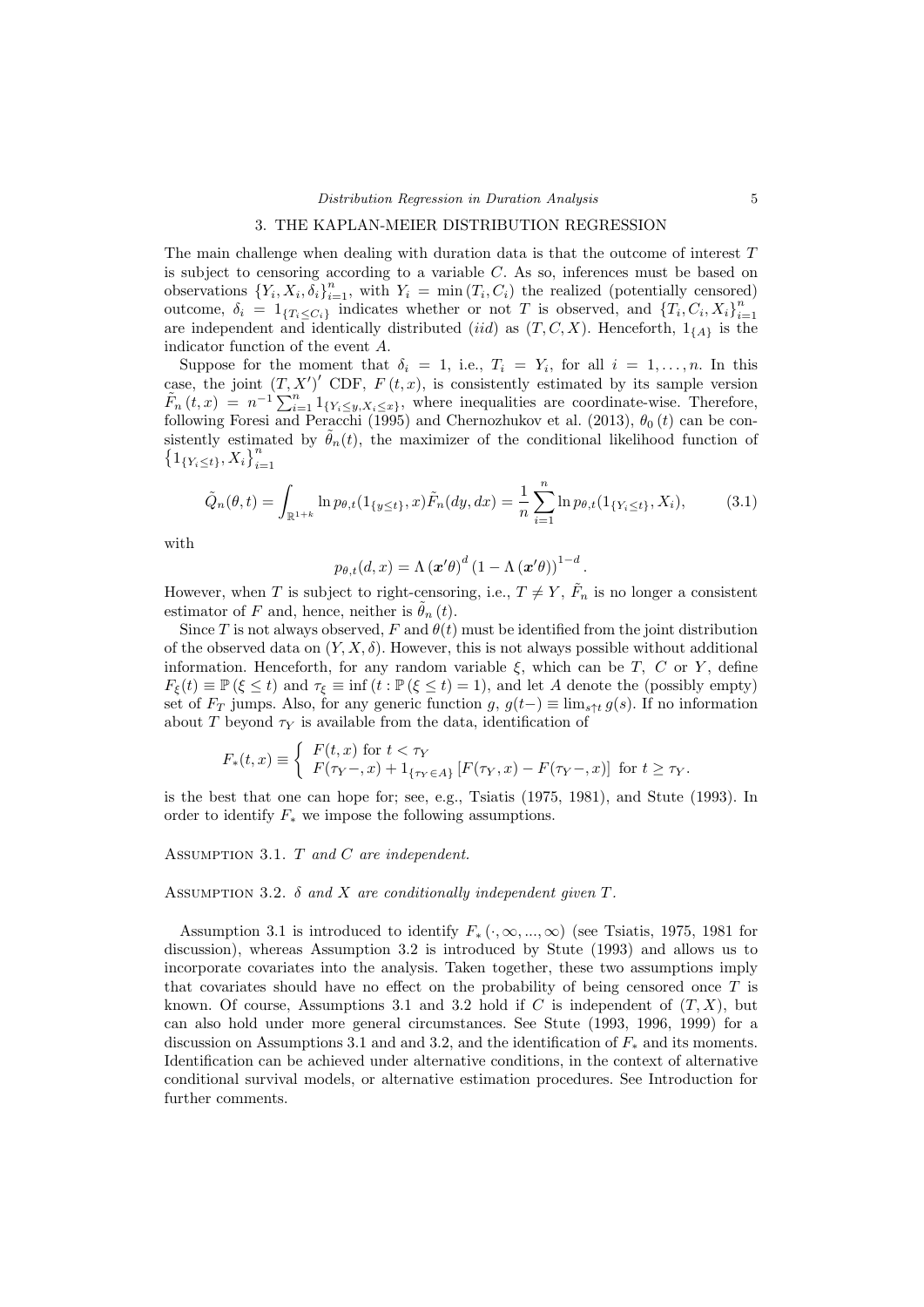## 3. THE KAPLAN-MEIER DISTRIBUTION REGRESSION

The main challenge when dealing with duration data is that the outcome of interest $T$ is subject to censoring according to a variable $C$. As so, inferences must be based on observations $\{Y_i, X_i, \delta_i\}_{i=1}^n$, with $Y_i = \min(T_i, C_i)$ the realized (potentially censored) outcome, $\delta_i = 1_{\{T_i \leq C_i\}}$ indicates whether or not $T$ is observed, and $\{T_i, C_i, X_i\}_{i=1}^n$ are independent and identically distributed (*iid*) as $(T, C, X)$. Henceforth, $1_{\{A\}}$ is the indicator function of the event $A$.

Suppose for the moment that $\delta_i = 1$, i.e., $T_i = Y_i$, for all $i = 1, \ldots, n$. In this case, the joint $(T, X')'$ CDF, $F(t, x)$, is consistently estimated by its sample version $\tilde{F}_n(t, x) = n^{-1} \sum_{i=1}^n 1_{\{Y_i \leq y, X_i \leq x\}}$, where inequalities are coordinate-wise. Therefore, following Foresi and Peracchi (1995) and Chernozhukov et al. (2013), $\theta_0(t)$ can be consistently estimated by $\tilde{\theta}_n(t)$, the maximizer of the conditional likelihood function of $\left\{1_{\{Y_i \leq t\}}, X_i\right\}_{i=1}^n$

$$\tilde{Q}_n(\theta, t) = \int_{\mathbb{R}^{1+k}} \ln p_{\theta,t}(1_{\{y \leq t\}}, x) \tilde{F}_n(dy, dx) = \frac{1}{n} \sum_{i=1}^n \ln p_{\theta,t}(1_{\{Y_i \leq t\}}, X_i), \tag{3.1}$$

with

$$p_{\theta,t}(d, x) = \Lambda(\boldsymbol{x}'\theta)^d (1 - \Lambda(\boldsymbol{x}'\theta))^{1-d}.$$

However, when $T$ is subject to right-censoring, i.e., $T \neq Y$, $\tilde{F}_n$ is no longer a consistent estimator of $F$ and, hence, neither is $\tilde{\theta}_n(t)$.

Since $T$ is not always observed, $F$ and $\theta(t)$ must be identified from the joint distribution of the observed data on $(Y, X, \delta)$. However, this is not always possible without additional information. Henceforth, for any random variable $\xi$, which can be $T$, $C$ or $Y$, define $F_\xi(t) \equiv \mathbb{P}(\xi \leq t)$ and $\tau_\xi \equiv \inf(t : \mathbb{P}(\xi \leq t) = 1)$, and let $A$ denote the (possibly empty) set of $F_T$ jumps. Also, for any generic function $g$, $g(t-) \equiv \lim_{s \uparrow t} g(s)$. If no information about $T$ beyond $\tau_Y$ is available from the data, identification of

$$F_*(t, x) \equiv \begin{cases} F(t, x) \text{ for } t < \tau_Y \\ F(\tau_Y -, x) + 1_{\{\tau_Y \in A\}} \left[F(\tau_Y, x) - F(\tau_Y -, x)\right] \text{ for } t \geq \tau_Y. \end{cases}$$

is the best that one can hope for; see, e.g., Tsiatis (1975, 1981), and Stute (1993). In order to identify $F_*$ we impose the following assumptions.

Assumption 3.1. *$T$ and $C$ are independent.*

Assumption 3.2. *$\delta$ and $X$ are conditionally independent given $T$.*

Assumption 3.1 is introduced to identify $F_*(\cdot, \infty, ..., \infty)$ (see Tsiatis, 1975, 1981 for discussion), whereas Assumption 3.2 is introduced by Stute (1993) and allows us to incorporate covariates into the analysis. Taken together, these two assumptions imply that covariates should have no effect on the probability of being censored once $T$ is known. Of course, Assumptions 3.1 and 3.2 hold if $C$ is independent of $(T, X)$, but can also hold under more general circumstances. See Stute (1993, 1996, 1999) for a discussion on Assumptions 3.1 and and 3.2, and the identification of $F_*$ and its moments. Identification can be achieved under alternative conditions, in the context of alternative conditional survival models, or alternative estimation procedures. See Introduction for further comments.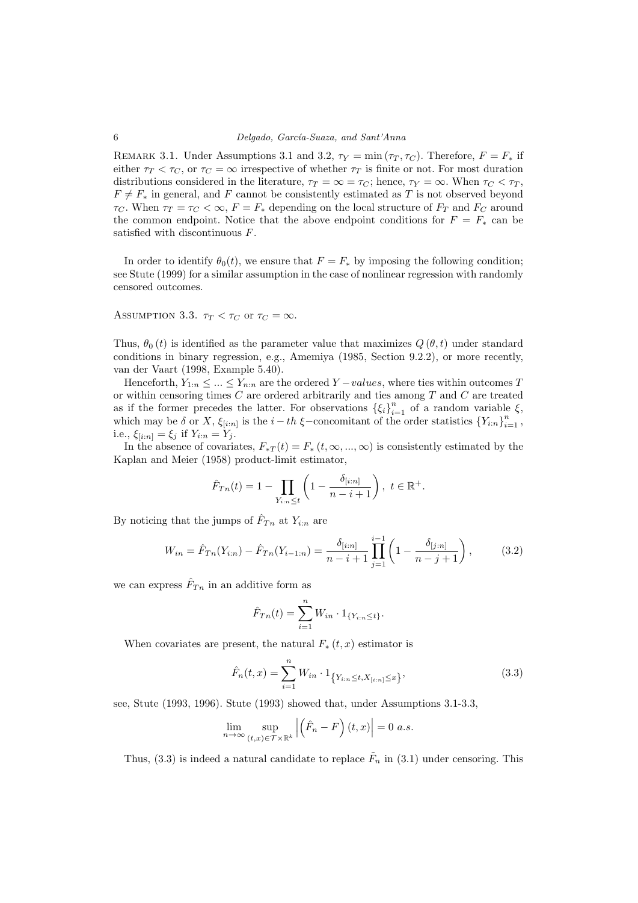Remark 3.1. Under Assumptions 3.1 and 3.2, $\tau_Y = \min(\tau_T, \tau_C)$. Therefore, $F = F_*$ if either $\tau_T < \tau_C$, or $\tau_C = \infty$ irrespective of whether $\tau_T$ is finite or not. For most duration distributions considered in the literature, $\tau_T = \infty = \tau_C$; hence, $\tau_Y = \infty$. When $\tau_C < \tau_T$, $F \neq F_*$ in general, and $F$ cannot be consistently estimated as $T$ is not observed beyond $\tau_C$. When $\tau_T = \tau_C < \infty$, $F = F_*$ depending on the local structure of $F_T$ and $F_C$ around the common endpoint. Notice that the above endpoint conditions for $F = F_*$ can be satisfied with discontinuous $F$.

In order to identify $\theta_0(t)$, we ensure that $F = F_*$ by imposing the following condition; see Stute (1999) for a similar assumption in the case of nonlinear regression with randomly censored outcomes.

Assumption 3.3. $\tau_T < \tau_C$ or $\tau_C = \infty$.

Thus, $\theta_0(t)$ is identified as the parameter value that maximizes $Q(\theta, t)$ under standard conditions in binary regression, e.g., Amemiya (1985, Section 9.2.2), or more recently, van der Vaart (1998, Example 5.40).

Henceforth, $Y_{1:n} \leq ... \leq Y_{n:n}$ are the ordered $Y-values$, where ties within outcomes $T$ or within censoring times $C$ are ordered arbitrarily and ties among $T$ and $C$ are treated as if the former precedes the latter. For observations $\{\xi_i\}_{i=1}^n$ of a random variable $\xi$, which may be $\delta$ or $X$, $\xi_{[i:n]}$ is the $i-th$ $\xi-$concomitant of the order statistics $\{Y_{i:n}\}_{i=1}^n$, i.e., $\xi_{[i:n]} = \xi_j$ if $Y_{i:n} = Y_j$.

In the absence of covariates, $F_{*T}(t) = F_*(t, \infty, ..., \infty)$ is consistently estimated by the Kaplan and Meier (1958) product-limit estimator,

$$\hat{F}_{Tn}(t) = 1 - \prod_{Y_{i:n} \leq t} \left(1 - \frac{\delta_{[i:n]}}{n-i+1}\right),\ t \in \mathbb{R}^+.$$

By noticing that the jumps of $\hat{F}_{Tn}$ at $Y_{i:n}$ are

$$W_{in} = \hat{F}_{Tn}(Y_{i:n}) - \hat{F}_{Tn}(Y_{i-1:n}) = \frac{\delta_{[i:n]}}{n-i+1} \prod_{j=1}^{i-1} \left(1 - \frac{\delta_{[j:n]}}{n-j+1}\right), \tag{3.2}$$

we can express $\hat{F}_{Tn}$ in an additive form as

$$\hat{F}_{Tn}(t) = \sum_{i=1}^{n} W_{in} \cdot 1_{\{Y_{i:n} \leq t\}}.$$

When covariates are present, the natural $F_*(t, x)$ estimator is

$$\hat{F}_n(t, x) = \sum_{i=1}^{n} W_{in} \cdot 1_{\left\{Y_{i:n} \leq t, X_{[i:n]} \leq x\right\}}, \tag{3.3}$$

see, Stute (1993, 1996). Stute (1993) showed that, under Assumptions 3.1-3.3,

$$\lim_{n \to \infty} \sup_{(t,x) \in \mathcal{T} \times \mathbb{R}^k} \left| \left(\hat{F}_n - F\right)(t, x) \right| = 0 \ a.s.$$

Thus, (3.3) is indeed a natural candidate to replace $\tilde{F}_n$ in (3.1) under censoring. This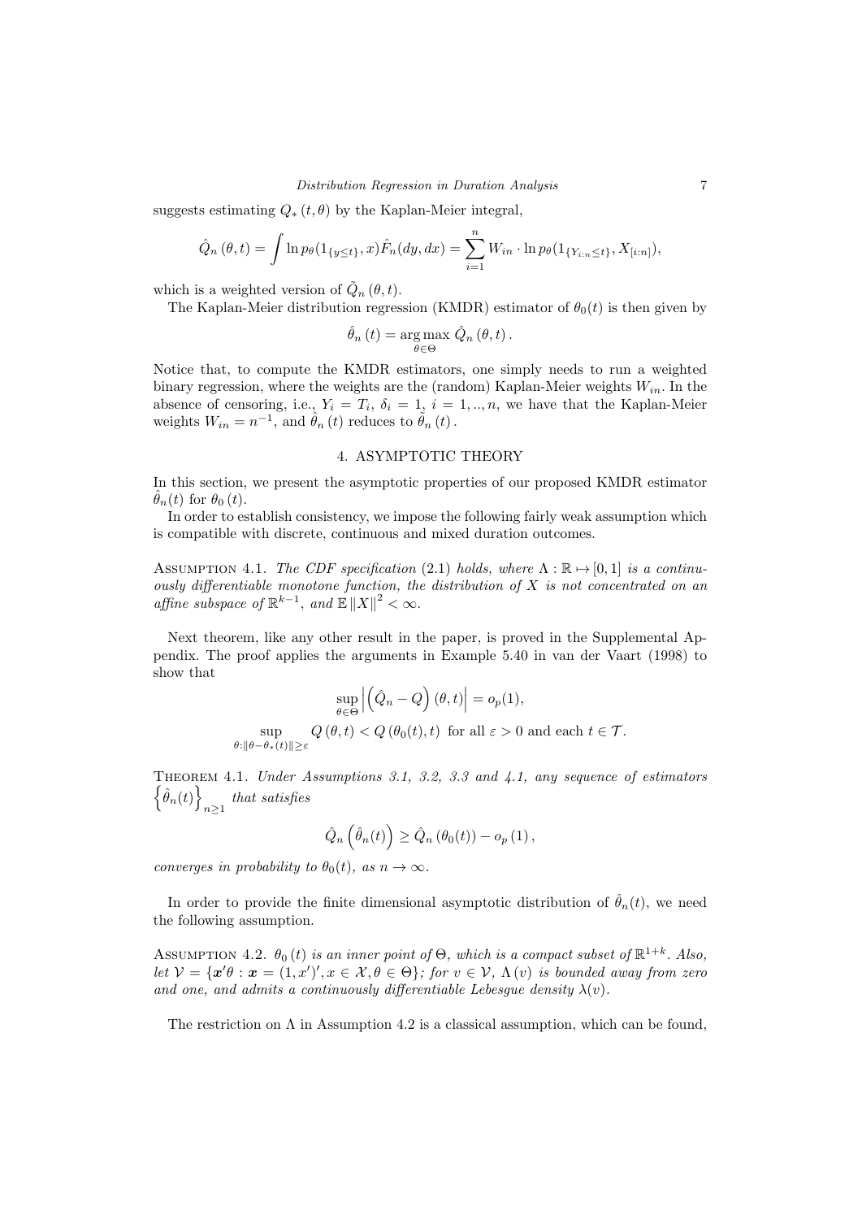suggests estimating $Q_*(t, \theta)$ by the Kaplan-Meier integral,

$$\hat{Q}_n(\theta, t) = \int \ln p_\theta(1_{\{y \leq t\}}, x)\hat{F}_n(dy, dx) = \sum_{i=1}^{n} W_{in} \cdot \ln p_\theta(1_{\{Y_{i:n} \leq t\}}, X_{[i:n]}),$$

which is a weighted version of $\tilde{Q}_n(\theta, t)$.

The Kaplan-Meier distribution regression (KMDR) estimator of $\theta_0(t)$ is then given by

$$\hat{\theta}_n(t) = \arg\max_{\theta \in \Theta} \hat{Q}_n(\theta, t).$$

Notice that, to compute the KMDR estimators, one simply needs to run a weighted binary regression, where the weights are the (random) Kaplan-Meier weights $W_{in}$. In the absence of censoring, i.e., $Y_i = T_i$, $\delta_i = 1$, $i = 1, .., n$, we have that the Kaplan-Meier weights $W_{in} = n^{-1}$, and $\hat{\theta}_n(t)$ reduces to $\tilde{\theta}_n(t)$.

## 4. ASYMPTOTIC THEORY

In this section, we present the asymptotic properties of our proposed KMDR estimator $\hat{\theta}_n(t)$ for $\theta_0(t)$.

In order to establish consistency, we impose the following fairly weak assumption which is compatible with discrete, continuous and mixed duration outcomes.

Assumption 4.1. *The CDF specification* (2.1) *holds, where* $\Lambda : \mathbb{R} \mapsto [0, 1]$ *is a continuously differentiable monotone function, the distribution of* $X$ *is not concentrated on an affine subspace of* $\mathbb{R}^{k-1}$*, and* $\mathbb{E}\|X\|^2 < \infty$.

Next theorem, like any other result in the paper, is proved in the Supplemental Appendix. The proof applies the arguments in Example 5.40 in van der Vaart (1998) to show that

$$\sup_{\theta \in \Theta} \left| \left(\hat{Q}_n - Q\right)(\theta, t) \right| = o_p(1),$$

$$\sup_{\theta : \|\theta - \theta_*(t)\| \geq \varepsilon} Q(\theta, t) < Q(\theta_0(t), t) \text{ for all } \varepsilon > 0 \text{ and each } t \in \mathcal{T}.$$

Theorem 4.1. *Under Assumptions 3.1, 3.2, 3.3 and 4.1, any sequence of estimators* $\left\{\hat{\theta}_n(t)\right\}_{n \geq 1}$ *that satisfies*

$$\hat{Q}_n\left(\hat{\theta}_n(t)\right) \geq \hat{Q}_n(\theta_0(t)) - o_p(1),$$

*converges in probability to* $\theta_0(t)$*, as* $n \to \infty$.

In order to provide the finite dimensional asymptotic distribution of $\hat{\theta}_n(t)$, we need the following assumption.

Assumption 4.2. $\theta_0(t)$ *is an inner point of* $\Theta$*, which is a compact subset of* $\mathbb{R}^{1+k}$*. Also, let* $\mathcal{V} = \{\boldsymbol{x}'\theta : \boldsymbol{x} = (1, x')', x \in \mathcal{X}, \theta \in \Theta\}$*; for* $v \in \mathcal{V}$*,* $\Lambda(v)$ *is bounded away from zero and one, and admits a continuously differentiable Lebesgue density* $\lambda(v)$.

The restriction on $\Lambda$ in Assumption 4.2 is a classical assumption, which can be found,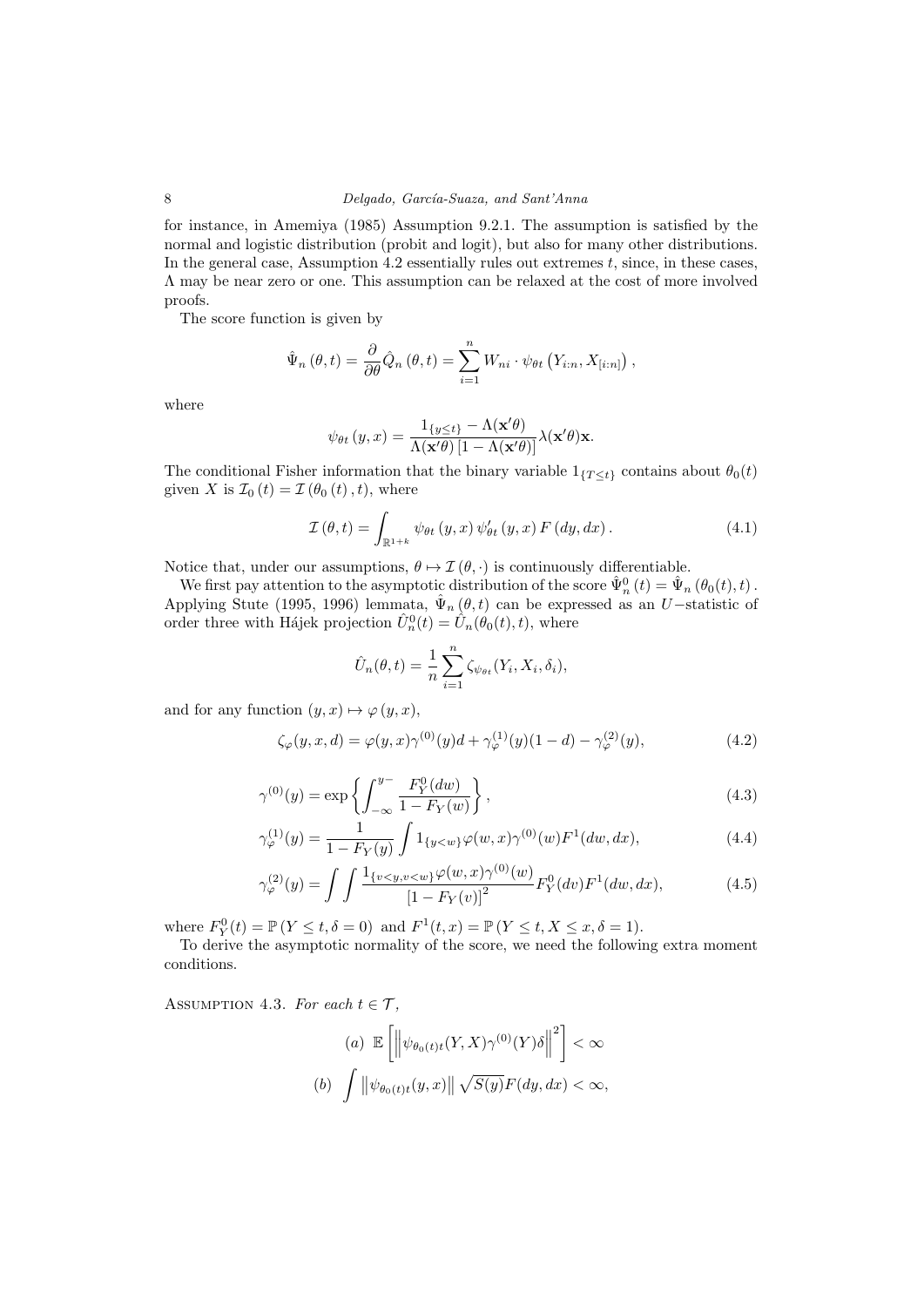for instance, in Amemiya (1985) Assumption 9.2.1. The assumption is satisfied by the normal and logistic distribution (probit and logit), but also for many other distributions. In the general case, Assumption 4.2 essentially rules out extremes $t$, since, in these cases, $\Lambda$ may be near zero or one. This assumption can be relaxed at the cost of more involved proofs.

The score function is given by

$$\hat{\Psi}_n(\theta, t) = \frac{\partial}{\partial \theta}\hat{Q}_n(\theta, t) = \sum_{i=1}^{n} W_{ni} \cdot \psi_{\theta t}\left(Y_{i:n}, X_{[i:n]}\right),$$

where

$$\psi_{\theta t}(y, x) = \frac{1_{\{y \leq t\}} - \Lambda(\mathbf{x}'\theta)}{\Lambda(\mathbf{x}'\theta)\left[1 - \Lambda(\mathbf{x}'\theta)\right]}\lambda(\mathbf{x}'\theta)\mathbf{x}.$$

The conditional Fisher information that the binary variable $1_{\{T \leq t\}}$ contains about $\theta_0(t)$ given $X$ is $\mathcal{I}_0(t) = \mathcal{I}(\theta_0(t), t)$, where

$$\mathcal{I}(\theta, t) = \int_{\mathbb{R}^{1+k}} \psi_{\theta t}(y, x)\, \psi'_{\theta t}(y, x)\, F(dy, dx). \tag{4.1}$$

Notice that, under our assumptions, $\theta \mapsto \mathcal{I}(\theta, \cdot)$ is continuously differentiable.

We first pay attention to the asymptotic distribution of the score $\hat{\Psi}^0_n(t) = \hat{\Psi}_n(\theta_0(t), t)$. Applying Stute (1995, 1996) lemmata, $\hat{\Psi}_n(\theta, t)$ can be expressed as an $U-$statistic of order three with Hájek projection $\hat{U}^0_n(t) = \hat{U}_n(\theta_0(t), t)$, where

$$\hat{U}_n(\theta, t) = \frac{1}{n}\sum_{i=1}^{n} \zeta_{\psi_{\theta t}}(Y_i, X_i, \delta_i),$$

and for any function $(y, x) \mapsto \varphi(y, x)$,

$$\zeta_\varphi(y, x, d) = \varphi(y, x)\gamma^{(0)}(y)d + \gamma^{(1)}_\varphi(y)(1 - d) - \gamma^{(2)}_\varphi(y), \tag{4.2}$$

$$\gamma^{(0)}(y) = \exp\left\{\int_{-\infty}^{y-} \frac{F^0_Y(dw)}{1 - F_Y(w)}\right\}, \tag{4.3}$$

$$\gamma^{(1)}_\varphi(y) = \frac{1}{1 - F_Y(y)}\int 1_{\{y<w\}}\varphi(w, x)\gamma^{(0)}(w)F^1(dw, dx), \tag{4.4}$$

$$\gamma^{(2)}_\varphi(y) = \int\int \frac{1_{\{v<y, v<w\}}\varphi(w, x)\gamma^{(0)}(w)}{\left[1 - F_Y(v)\right]^2}F^0_Y(dv)F^1(dw, dx), \tag{4.5}$$

where $F^0_Y(t) = \mathbb{P}(Y \leq t, \delta = 0)$ and $F^1(t, x) = \mathbb{P}(Y \leq t, X \leq x, \delta = 1)$.

To derive the asymptotic normality of the score, we need the following extra moment conditions.

Assumption 4.3. *For each $t \in \mathcal{T}$,*

$$(a)\ \ \mathbb{E}\left[\left\|\psi_{\theta_0(t)t}(Y, X)\gamma^{(0)}(Y)\delta\right\|^2\right] < \infty$$

$$(b)\ \ \int \left\|\psi_{\theta_0(t)t}(y, x)\right\|\sqrt{S(y)}F(dy, dx) < \infty,$$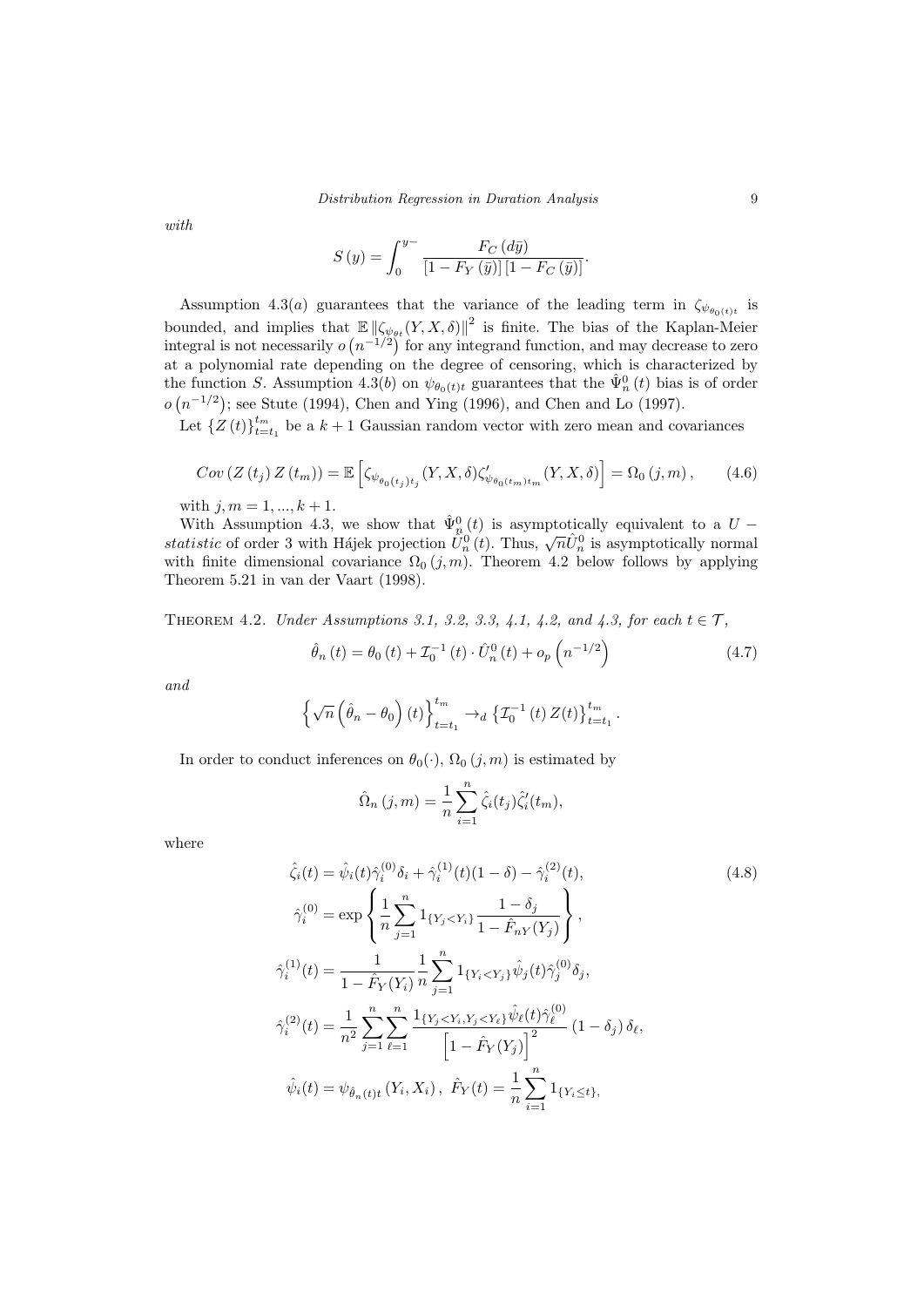*with*

$$S(y) = \int_0^{y-} \frac{F_C(d\bar{y})}{[1 - F_Y(\bar{y})][1 - F_C(\bar{y})]}.$$

Assumption 4.3(*a*) guarantees that the variance of the leading term in $\zeta_{\psi_{\theta_0(t)t}}$ is bounded, and implies that $\mathbb{E}\left\|\zeta_{\psi_{\theta t}}(Y, X, \delta)\right\|^2$ is finite. The bias of the Kaplan-Meier integral is not necessarily $o\left(n^{-1/2}\right)$ for any integrand function, and may decrease to zero at a polynomial rate depending on the degree of censoring, which is characterized by the function $S$. Assumption 4.3(*b*) on $\psi_{\theta_0(t)t}$ guarantees that the $\hat{\Psi}_n^0(t)$ bias is of order $o\left(n^{-1/2}\right)$; see Stute (1994), Chen and Ying (1996), and Chen and Lo (1997).

Let $\{Z(t)\}_{t=t_1}^{t_m}$ be a $k+1$ Gaussian random vector with zero mean and covariances

$$Cov\left(Z(t_j)\, Z(t_m)\right) = \mathbb{E}\left[\zeta_{\psi_{\theta_0(t_j)t_j}}(Y, X, \delta)\zeta'_{\psi_{\theta_0(t_m)t_m}}(Y, X, \delta)\right] = \Omega_0(j, m), \qquad (4.6)$$

with $j, m = 1, ..., k+1$.

With Assumption 4.3, we show that $\hat{\Psi}_n^0(t)$ is asymptotically equivalent to a $U-$*statistic* of order 3 with Hájek projection $\hat{U}_n^0(t)$. Thus, $\sqrt{n}\hat{U}_n^0$ is asymptotically normal with finite dimensional covariance $\Omega_0(j, m)$. Theorem 4.2 below follows by applying Theorem 5.21 in van der Vaart (1998).

Theorem 4.2. *Under Assumptions 3.1, 3.2, 3.3, 4.1, 4.2, and 4.3, for each $t \in \mathcal{T}$,*

$$\hat{\theta}_n(t) = \theta_0(t) + \mathcal{I}_0^{-1}(t) \cdot \hat{U}_n^0(t) + o_p\left(n^{-1/2}\right) \qquad (4.7)$$

*and*

$$\left\{\sqrt{n}\left(\hat{\theta}_n - \theta_0\right)(t)\right\}_{t=t_1}^{t_m} \to_d \left\{\mathcal{I}_0^{-1}(t)\, Z(t)\right\}_{t=t_1}^{t_m}.$$

In order to conduct inferences on $\theta_0(\cdot)$, $\Omega_0(j, m)$ is estimated by

$$\hat{\Omega}_n(j, m) = \frac{1}{n}\sum_{i=1}^n \hat{\zeta}_i(t_j)\hat{\zeta}'_i(t_m),$$

where

$$\begin{aligned}
\hat{\zeta}_i(t) &= \hat{\psi}_i(t)\hat{\gamma}_i^{(0)}\delta_i + \hat{\gamma}_i^{(1)}(t)(1-\delta) - \hat{\gamma}_i^{(2)}(t), \qquad (4.8)\\
\hat{\gamma}_i^{(0)} &= \exp\left\{\frac{1}{n}\sum_{j=1}^n 1_{\{Y_j < Y_i\}}\frac{1-\delta_j}{1-\hat{F}_{nY}(Y_j)}\right\},\\
\hat{\gamma}_i^{(1)}(t) &= \frac{1}{1-\hat{F}_Y(Y_i)}\frac{1}{n}\sum_{j=1}^n 1_{\{Y_i < Y_j\}}\hat{\psi}_j(t)\hat{\gamma}_j^{(0)}\delta_j,\\
\hat{\gamma}_i^{(2)}(t) &= \frac{1}{n^2}\sum_{j=1}^n\sum_{\ell=1}^n \frac{1_{\{Y_j < Y_i, Y_j < Y_\ell\}}\hat{\psi}_\ell(t)\hat{\gamma}_\ell^{(0)}}{\left[1-\hat{F}_Y(Y_j)\right]^2}(1-\delta_j)\,\delta_\ell,\\
\hat{\psi}_i(t) &= \psi_{\hat{\theta}_n(t)t}(Y_i, X_i),\ \hat{F}_Y(t) = \frac{1}{n}\sum_{i=1}^n 1_{\{Y_i \le t\}},
\end{aligned}$$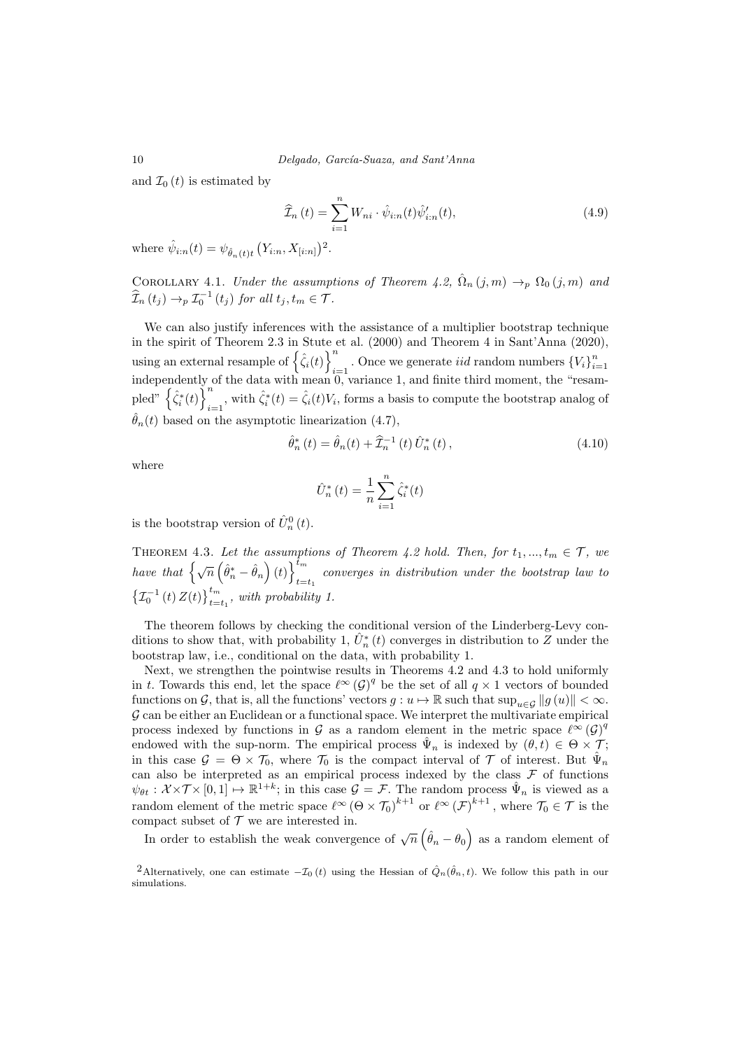and $\mathcal{I}_0(t)$ is estimated by

$$\widehat{\mathcal{I}}_n(t) = \sum_{i=1}^{n} W_{ni} \cdot \hat{\psi}_{i:n}(t)\hat{\psi}'_{i:n}(t), \tag{4.9}$$

where $\hat{\psi}_{i:n}(t) = \psi_{\hat{\theta}_n(t)t}\left(Y_{i:n}, X_{[i:n]}\right)^2$.

Corollary 4.1. *Under the assumptions of Theorem 4.2, $\hat{\Omega}_n(j,m) \to_p \Omega_0(j,m)$ and $\widehat{\mathcal{I}}_n(t_j) \to_p \mathcal{I}_0^{-1}(t_j)$ for all $t_j, t_m \in \mathcal{T}$.*

We can also justify inferences with the assistance of a multiplier bootstrap technique in the spirit of Theorem 2.3 in Stute et al. (2000) and Theorem 4 in Sant'Anna (2020), using an external resample of $\left\{\hat{\zeta}_i(t)\right\}_{i=1}^n$. Once we generate *iid* random numbers $\{V_i\}_{i=1}^n$ independently of the data with mean 0, variance 1, and finite third moment, the "resampled" $\left\{\hat{\zeta}_i^*(t)\right\}_{i=1}^n$, with $\hat{\zeta}_i^*(t) = \hat{\zeta}_i(t)V_i$, forms a basis to compute the bootstrap analog of $\hat{\theta}_n(t)$ based on the asymptotic linearization (4.7),

$$\hat{\theta}_n^*(t) = \hat{\theta}_n(t) + \widehat{\mathcal{I}}_n^{-1}(t)\,\hat{U}_n^*(t), \tag{4.10}$$

where

$$\hat{U}_n^*(t) = \frac{1}{n}\sum_{i=1}^{n}\hat{\zeta}_i^*(t)$$

is the bootstrap version of $\hat{U}_n^0(t)$.

Theorem 4.3. *Let the assumptions of Theorem 4.2 hold. Then, for $t_1, ..., t_m \in \mathcal{T}$, we have that $\left\{\sqrt{n}\left(\hat{\theta}_n^* - \hat{\theta}_n\right)(t)\right\}_{t=t_1}^{t_m}$ converges in distribution under the bootstrap law to $\left\{\mathcal{I}_0^{-1}(t)\,Z(t)\right\}_{t=t_1}^{t_m}$, with probability 1.*

The theorem follows by checking the conditional version of the Linderberg-Levy conditions to show that, with probability 1, $\hat{U}_n^*(t)$ converges in distribution to $Z$ under the bootstrap law, i.e., conditional on the data, with probability 1.

Next, we strengthen the pointwise results in Theorems 4.2 and 4.3 to hold uniformly in $t$. Towards this end, let the space $\ell^\infty(\mathcal{G})^q$ be the set of all $q \times 1$ vectors of bounded functions on $\mathcal{G}$, that is, all the functions' vectors $g : u \mapsto \mathbb{R}$ such that $\sup_{u \in \mathcal{G}} \|g(u)\| < \infty$. $\mathcal{G}$ can be either an Euclidean or a functional space. We interpret the multivariate empirical process indexed by functions in $\mathcal{G}$ as a random element in the metric space $\ell^\infty(\mathcal{G})^q$ endowed with the sup-norm. The empirical process $\hat{\Psi}_n$ is indexed by $(\theta, t) \in \Theta \times \mathcal{T}$; in this case $\mathcal{G} = \Theta \times \mathcal{T}_0$, where $\mathcal{T}_0$ is the compact interval of $\mathcal{T}$ of interest. But $\hat{\Psi}_n$ can also be interpreted as an empirical process indexed by the class $\mathcal{F}$ of functions $\psi_{\theta t} : \mathcal{X} \times \mathcal{T} \times [0,1] \mapsto \mathbb{R}^{1+k}$; in this case $\mathcal{G} = \mathcal{F}$. The random process $\hat{\Psi}_n$ is viewed as a random element of the metric space $\ell^\infty(\Theta \times \mathcal{T}_0)^{k+1}$ or $\ell^\infty(\mathcal{F})^{k+1}$, where $\mathcal{T}_0 \in \mathcal{T}$ is the compact subset of $\mathcal{T}$ we are interested in.

In order to establish the weak convergence of $\sqrt{n}\left(\hat{\theta}_n - \theta_0\right)$ as a random element of

[2] Alternatively, one can estimate $-\mathcal{I}_0(t)$ using the Hessian of $\hat{Q}_n(\hat{\theta}_n, t)$. We follow this path in our simulations.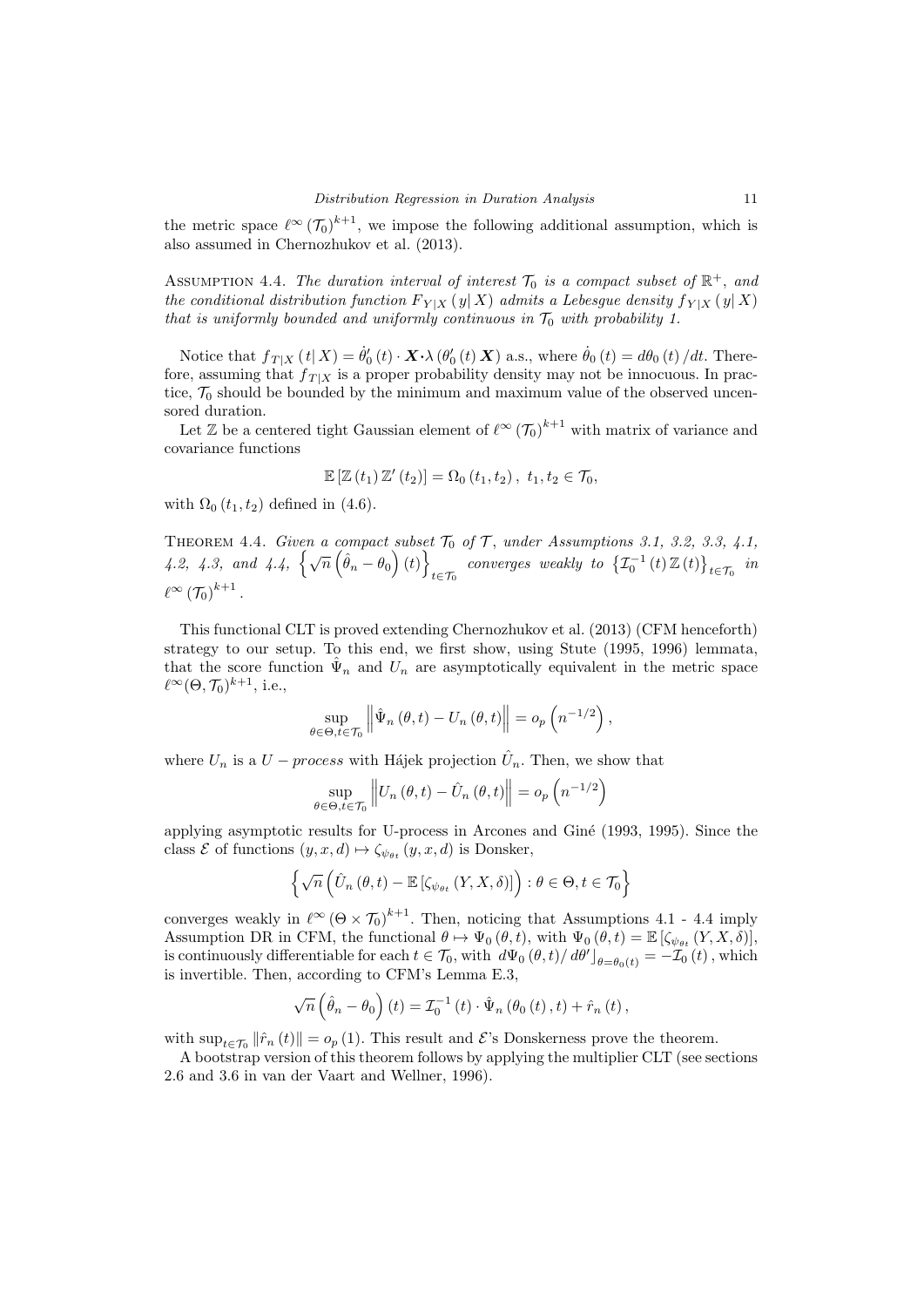the metric space $\ell^\infty(\mathcal{T}_0)^{k+1}$, we impose the following additional assumption, which is also assumed in Chernozhukov et al. (2013).

Assumption 4.4. *The duration interval of interest $\mathcal{T}_0$ is a compact subset of $\mathbb{R}^+$, and the conditional distribution function $F_{Y|X}(y|X)$ admits a Lebesgue density $f_{Y|X}(y|X)$ that is uniformly bounded and uniformly continuous in $\mathcal{T}_0$ with probability 1.*

Notice that $f_{T|X}(t|X) = \dot{\theta}_0'(t) \cdot \boldsymbol{X} \boldsymbol{\cdot} \lambda(\theta_0'(t)\boldsymbol{X})$ a.s., where $\dot{\theta}_0(t) = d\theta_0(t)/dt$. Therefore, assuming that $f_{T|X}$ is a proper probability density may not be innocuous. In practice, $\mathcal{T}_0$ should be bounded by the minimum and maximum value of the observed uncensored duration.

Let $\mathbb{Z}$ be a centered tight Gaussian element of $\ell^\infty(\mathcal{T}_0)^{k+1}$ with matrix of variance and covariance functions

$$\mathbb{E}[\mathbb{Z}(t_1)\mathbb{Z}'(t_2)] = \Omega_0(t_1, t_2),\ t_1, t_2 \in \mathcal{T}_0,$$

with $\Omega_0(t_1, t_2)$ defined in (4.6).

Theorem 4.4. *Given a compact subset $\mathcal{T}_0$ of $\mathcal{T}$, under Assumptions 3.1, 3.2, 3.3, 4.1, 4.2, 4.3, and 4.4, $\left\{\sqrt{n}\left(\hat{\theta}_n - \theta_0\right)(t)\right\}_{t\in\mathcal{T}_0}$ converges weakly to $\left\{\mathcal{I}_0^{-1}(t)\mathbb{Z}(t)\right\}_{t\in\mathcal{T}_0}$ in $\ell^\infty(\mathcal{T}_0)^{k+1}$.*

This functional CLT is proved extending Chernozhukov et al. (2013) (CFM henceforth) strategy to our setup. To this end, we first show, using Stute (1995, 1996) lemmata, that the score function $\hat{\Psi}_n$ and $U_n$ are asymptotically equivalent in the metric space $\ell^\infty(\Theta, \mathcal{T}_0)^{k+1}$, i.e.,

$$\sup_{\theta\in\Theta, t\in\mathcal{T}_0}\left\|\hat{\Psi}_n(\theta, t) - U_n(\theta, t)\right\| = o_p\left(n^{-1/2}\right),$$

where $U_n$ is a $U-process$ with Hájek projection $\hat{U}_n$. Then, we show that

$$\sup_{\theta\in\Theta, t\in\mathcal{T}_0}\left\|U_n(\theta, t) - \hat{U}_n(\theta, t)\right\| = o_p\left(n^{-1/2}\right)$$

applying asymptotic results for U-process in Arcones and Giné (1993, 1995). Since the class $\mathcal{E}$ of functions $(y, x, d) \mapsto \zeta_{\psi_{\theta t}}(y, x, d)$ is Donsker,

$$\left\{\sqrt{n}\left(\hat{U}_n(\theta, t) - \mathbb{E}\left[\zeta_{\psi_{\theta t}}(Y, X, \delta)\right]\right) : \theta \in \Theta, t \in \mathcal{T}_0\right\}$$

converges weakly in $\ell^\infty(\Theta \times \mathcal{T}_0)^{k+1}$. Then, noticing that Assumptions 4.1 - 4.4 imply Assumption DR in CFM, the functional $\theta \mapsto \Psi_0(\theta, t)$, with $\Psi_0(\theta, t) = \mathbb{E}\left[\zeta_{\psi_{\theta t}}(Y, X, \delta)\right]$, is continuously differentiable for each $t \in \mathcal{T}_0$, with $d\Psi_0(\theta, t)/d\theta'\rfloor_{\theta=\theta_0(t)} = -\mathcal{I}_0(t)$, which is invertible. Then, according to CFM's Lemma E.3,

$$\sqrt{n}\left(\hat{\theta}_n - \theta_0\right)(t) = \mathcal{I}_0^{-1}(t) \cdot \hat{\Psi}_n(\theta_0(t), t) + \hat{r}_n(t),$$

with $\sup_{t\in\mathcal{T}_0}\|\hat{r}_n(t)\| = o_p(1)$. This result and $\mathcal{E}$'s Donskerness prove the theorem.

A bootstrap version of this theorem follows by applying the multiplier CLT (see sections 2.6 and 3.6 in van der Vaart and Wellner, 1996).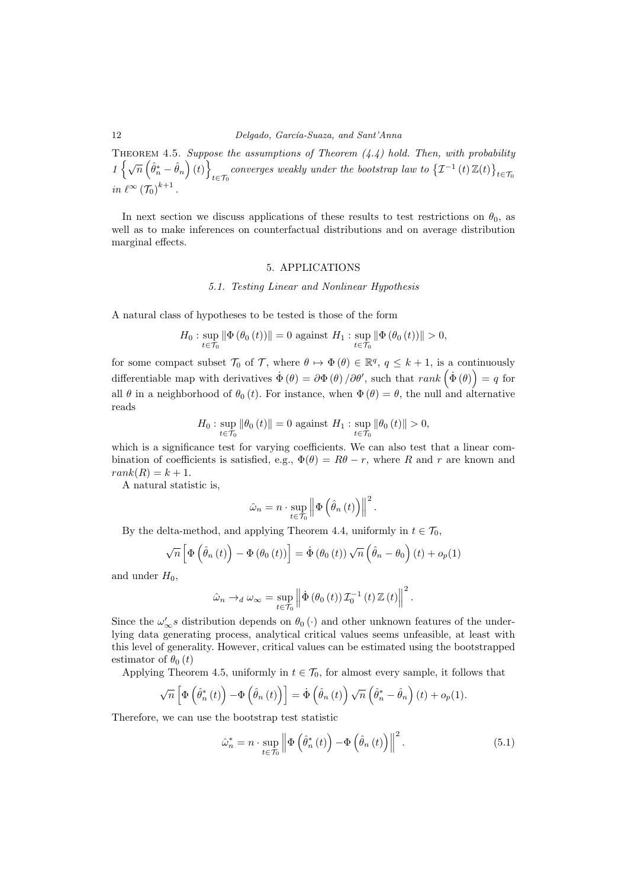THEOREM 4.5. *Suppose the assumptions of Theorem (4.4) hold. Then, with probability 1* $\left\{\sqrt{n}\left(\hat{\theta}_n^* - \hat{\theta}_n\right)(t)\right\}_{t\in\mathcal{T}_0}$ *converges weakly under the bootstrap law to* $\left\{\mathcal{I}^{-1}(t)\,\mathbb{Z}(t)\right\}_{t\in\mathcal{T}_0}$ *in* $\ell^\infty(\mathcal{T}_0)^{k+1}$.

In next section we discuss applications of these results to test restrictions on $\theta_0$, as well as to make inferences on counterfactual distributions and on average distribution marginal effects.

## 5. APPLICATIONS

### 5.1. Testing Linear and Nonlinear Hypothesis

A natural class of hypotheses to be tested is those of the form

$$H_0 : \sup_{t\in\mathcal{T}_0} \left\|\Phi\left(\theta_0(t)\right)\right\| = 0 \text{ against } H_1 : \sup_{t\in\mathcal{T}_0} \left\|\Phi\left(\theta_0(t)\right)\right\| > 0,$$

for some compact subset $\mathcal{T}_0$ of $\mathcal{T}$, where $\theta \mapsto \Phi(\theta) \in \mathbb{R}^q$, $q \leq k+1$, is a continuously differentiable map with derivatives $\dot{\Phi}(\theta) = \partial\Phi(\theta)/\partial\theta'$, such that $rank\left(\dot{\Phi}(\theta)\right) = q$ for all $\theta$ in a neighborhood of $\theta_0(t)$. For instance, when $\Phi(\theta) = \theta$, the null and alternative reads

$$H_0 : \sup_{t\in\mathcal{T}_0} \left\|\theta_0(t)\right\| = 0 \text{ against } H_1 : \sup_{t\in\mathcal{T}_0} \left\|\theta_0(t)\right\| > 0,$$

which is a significance test for varying coefficients. We can also test that a linear combination of coefficients is satisfied, e.g., $\Phi(\theta) = R\theta - r$, where $R$ and $r$ are known and $rank(R) = k+1$.

A natural statistic is,

$$\hat{\omega}_n = n \cdot \sup_{t\in\mathcal{T}_0} \left\|\Phi\left(\hat{\theta}_n(t)\right)\right\|^2.$$

By the delta-method, and applying Theorem 4.4, uniformly in $t \in \mathcal{T}_0$,

$$\sqrt{n}\left[\Phi\left(\hat{\theta}_n(t)\right) - \Phi\left(\theta_0(t)\right)\right] = \dot{\Phi}\left(\theta_0(t)\right)\sqrt{n}\left(\hat{\theta}_n - \theta_0\right)(t) + o_p(1)$$

and under $H_0$,

$$\hat{\omega}_n \to_d \omega_\infty = \sup_{t\in\mathcal{T}_0} \left\|\dot{\Phi}\left(\theta_0(t)\right)\mathcal{I}_0^{-1}(t)\,\mathbb{Z}(t)\right\|^2.$$

Since the $\omega_\infty' s$ distribution depends on $\theta_0(\cdot)$ and other unknown features of the underlying data generating process, analytical critical values seems unfeasible, at least with this level of generality. However, critical values can be estimated using the bootstrapped estimator of $\theta_0(t)$

Applying Theorem 4.5, uniformly in $t \in \mathcal{T}_0$, for almost every sample, it follows that

$$\sqrt{n}\left[\Phi\left(\hat{\theta}_n^*(t)\right) - \Phi\left(\hat{\theta}_n(t)\right)\right] = \dot{\Phi}\left(\hat{\theta}_n(t)\right)\sqrt{n}\left(\hat{\theta}_n^* - \hat{\theta}_n\right)(t) + o_p(1).$$

Therefore, we can use the bootstrap test statistic

$$\hat{\omega}_n^* = n \cdot \sup_{t\in\mathcal{T}_0} \left\|\Phi\left(\hat{\theta}_n^*(t)\right) - \Phi\left(\hat{\theta}_n(t)\right)\right\|^2. \tag{5.1}$$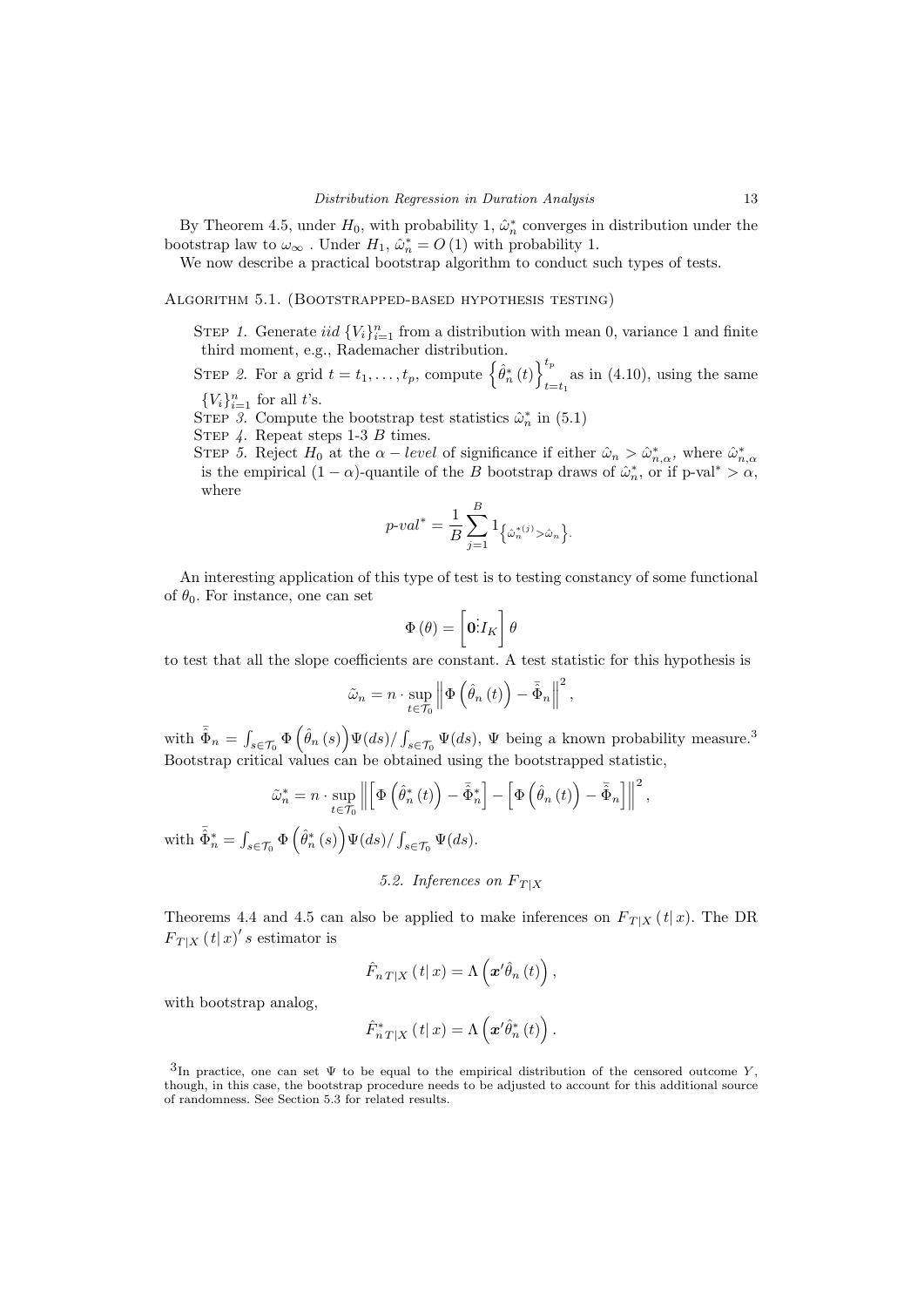By Theorem 4.5, under $H_0$, with probability 1, $\hat{\omega}_n^*$ converges in distribution under the bootstrap law to $\omega_\infty$ . Under $H_1$, $\hat{\omega}_n^* = O(1)$ with probability 1.

We now describe a practical bootstrap algorithm to conduct such types of tests.

Algorithm 5.1. (Bootstrapped-based hypothesis testing)

Step *1.* Generate *iid* $\{V_i\}_{i=1}^n$ from a distribution with mean 0, variance 1 and finite third moment, e.g., Rademacher distribution.

Step *2.* For a grid $t = t_1, \ldots, t_p$, compute $\left\{\hat{\theta}_n^*(t)\right\}_{t=t_1}^{t_p}$ as in (4.10), using the same $\{V_i\}_{i=1}^n$ for all $t$'s.

Step *3.* Compute the bootstrap test statistics $\hat{\omega}_n^*$ in (5.1)

Step *4.* Repeat steps 1-3 $B$ times.

Step *5.* Reject $H_0$ at the $\alpha - level$ of significance if either $\hat{\omega}_n > \hat{\omega}_{n,\alpha}^*$, where $\hat{\omega}_{n,\alpha}^*$ is the empirical $(1-\alpha)$-quantile of the $B$ bootstrap draws of $\hat{\omega}_n^*$, or if p-val$^* > \alpha$, where

$$p\text{-}val^* = \frac{1}{B}\sum_{j=1}^{B} 1_{\left\{\hat{\omega}_n^{*(j)} > \hat{\omega}_n\right\}}.$$

An interesting application of this type of test is to testing constancy of some functional of $\theta_0$. For instance, one can set

$$\Phi(\theta) = \left[\mathbf{0} \vdots I_K\right]\theta$$

to test that all the slope coefficients are constant. A test statistic for this hypothesis is

$$\tilde{\omega}_n = n \cdot \sup_{t \in \mathcal{T}_0} \left\| \Phi\left(\hat{\theta}_n(t)\right) - \bar{\hat{\Phi}}_n \right\|^2,$$

with $\bar{\hat{\Phi}}_n = \int_{s \in \mathcal{T}_0} \Phi\left(\hat{\theta}_n(s)\right)\Psi(ds) / \int_{s \in \mathcal{T}_0} \Psi(ds)$, $\Psi$ being a known probability measure.[3] Bootstrap critical values can be obtained using the bootstrapped statistic,

$$\tilde{\omega}_n^* = n \cdot \sup_{t \in \mathcal{T}_0} \left\| \left[\Phi\left(\hat{\theta}_n^*(t)\right) - \bar{\hat{\Phi}}_n^*\right] - \left[\Phi\left(\hat{\theta}_n(t)\right) - \bar{\hat{\Phi}}_n\right] \right\|^2,$$

with $\bar{\hat{\Phi}}_n^* = \int_{s \in \mathcal{T}_0} \Phi\left(\hat{\theta}_n^*(s)\right)\Psi(ds) / \int_{s \in \mathcal{T}_0} \Psi(ds)$.

### 5.2. Inferences on $F_{T|X}$

Theorems 4.4 and 4.5 can also be applied to make inferences on $F_{T|X}(t|x)$. The DR $F_{T|X}(t|x)'s$ estimator is

$$\hat{F}_{n\,T|X}(t|x) = \Lambda\left(\boldsymbol{x}'\hat{\theta}_n(t)\right),$$

with bootstrap analog,

$$\hat{F}_{n\,T|X}^*(t|x) = \Lambda\left(\boldsymbol{x}'\hat{\theta}_n^*(t)\right).$$

[3]In practice, one can set $\Psi$ to be equal to the empirical distribution of the censored outcome $Y$, though, in this case, the bootstrap procedure needs to be adjusted to account for this additional source of randomness. See Section 5.3 for related results.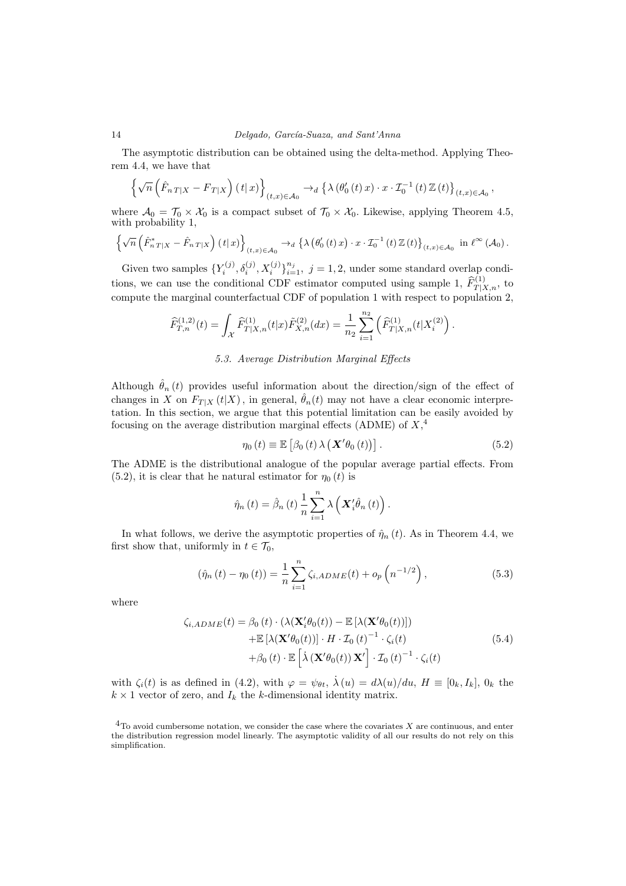The asymptotic distribution can be obtained using the delta-method. Applying Theorem 4.4, we have that

$$\left\{\sqrt{n}\left(\hat{F}_{n\,T|X} - F_{T|X}\right)(t|\,x)\right\}_{(t,x)\in\mathcal{A}_0} \to_d \left\{\lambda\left(\theta_0'\left(t\right)x\right)\cdot x\cdot \mathcal{I}_0^{-1}\left(t\right)\mathbb{Z}\left(t\right)\right\}_{(t,x)\in\mathcal{A}_0},$$

where $\mathcal{A}_0 = \mathcal{T}_0 \times \mathcal{X}_0$ is a compact subset of $\mathcal{T}_0 \times \mathcal{X}_0$. Likewise, applying Theorem 4.5, with probability 1,

$$\left\{\sqrt{n}\left(\hat{F}^*_{n\,T|X} - \hat{F}_{n\,T|X}\right)(t|\,x)\right\}_{(t,x)\in\mathcal{A}_0} \to_d \left\{\lambda\left(\theta_0'\left(t\right)x\right)\cdot x\cdot \mathcal{I}_0^{-1}\left(t\right)\mathbb{Z}\left(t\right)\right\}_{(t,x)\in\mathcal{A}_0} \text{ in } \ell^\infty\left(\mathcal{A}_0\right).$$

Given two samples $\{Y_i^{(j)}, \delta_i^{(j)}, X_i^{(j)}\}_{i=1}^{n_j}$, $j = 1, 2$, under some standard overlap conditions, we can use the conditional CDF estimator computed using sample 1, $\widehat{F}^{(1)}_{T|X,n}$, to compute the marginal counterfactual CDF of population 1 with respect to population 2,

$$\widehat{F}^{(1,2)}_{T,n}(t) = \int_{\mathcal{X}} \widehat{F}^{(1)}_{T|X,n}(t|x)\tilde{F}^{(2)}_{X,n}(dx) = \frac{1}{n_2}\sum_{i=1}^{n_2}\left(\widehat{F}^{(1)}_{T|X,n}(t|X_i^{(2)})\right).$$

### 5.3. Average Distribution Marginal Effects

Although $\hat{\theta}_n\left(t\right)$ provides useful information about the direction/sign of the effect of changes in $X$ on $F_{T|X}\left(t|X\right)$, in general, $\hat{\theta}_n(t)$ may not have a clear economic interpretation. In this section, we argue that this potential limitation can be easily avoided by focusing on the average distribution marginal effects (ADME) of $X$,[4]

$$\eta_0\left(t\right) \equiv \mathbb{E}\left[\beta_0\left(t\right)\lambda\left(\boldsymbol{X}'\theta_0\left(t\right)\right)\right]. \tag{5.2}$$

The ADME is the distributional analogue of the popular average partial effects. From (5.2), it is clear that he natural estimator for $\eta_0\left(t\right)$ is

$$\hat{\eta}_n\left(t\right) = \hat{\beta}_n\left(t\right)\frac{1}{n}\sum_{i=1}^{n}\lambda\left(\boldsymbol{X}_i'\hat{\theta}_n\left(t\right)\right).$$

In what follows, we derive the asymptotic properties of $\hat{\eta}_n\left(t\right)$. As in Theorem 4.4, we first show that, uniformly in $t \in \mathcal{T}_0$,

$$\left(\hat{\eta}_n\left(t\right) - \eta_0\left(t\right)\right) = \frac{1}{n}\sum_{i=1}^{n}\zeta_{i,ADME}(t) + o_p\left(n^{-1/2}\right), \tag{5.3}$$

where

$$\begin{aligned}
\zeta_{i,ADME}(t) = &\ \beta_0\left(t\right)\cdot\left(\lambda(\mathbf{X}_i'\theta_0(t)) - \mathbb{E}\left[\lambda(\mathbf{X}'\theta_0(t))\right]\right) \\
&+ \mathbb{E}\left[\lambda(\mathbf{X}'\theta_0(t))\right]\cdot H\cdot \mathcal{I}_0\left(t\right)^{-1}\cdot\zeta_i(t) \\
&+ \beta_0\left(t\right)\cdot\mathbb{E}\left[\dot{\lambda}\left(\mathbf{X}'\theta_0(t)\right)\mathbf{X}'\right]\cdot\mathcal{I}_0\left(t\right)^{-1}\cdot\zeta_i(t)
\end{aligned} \tag{5.4}$$

with $\zeta_i(t)$ is as defined in (4.2), with $\varphi = \psi_{\theta t}$, $\dot{\lambda}\left(u\right) = d\lambda(u)/du$, $H \equiv [0_k, I_k]$, $0_k$ the $k\times 1$ vector of zero, and $I_k$ the $k$-dimensional identity matrix.

[4] To avoid cumbersome notation, we consider the case where the covariates $X$ are continuous, and enter the distribution regression model linearly. The asymptotic validity of all our results do not rely on this simplification.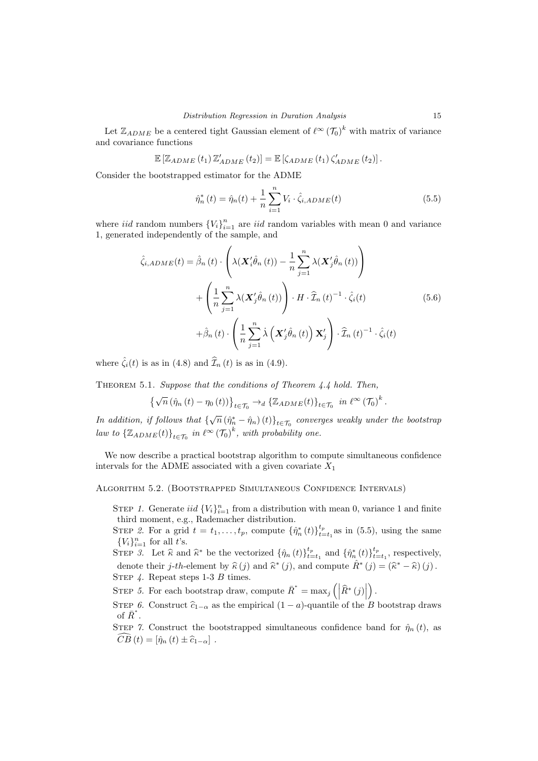Let $\mathbb{Z}_{ADME}$ be a centered tight Gaussian element of $\ell^{\infty}(\mathcal{T}_0)^k$ with matrix of variance and covariance functions

$$\mathbb{E}\left[\mathbb{Z}_{ADME}(t_1)\,\mathbb{Z}'_{ADME}(t_2)\right] = \mathbb{E}\left[\zeta_{ADME}(t_1)\,\zeta'_{ADME}(t_2)\right].$$

Consider the bootstrapped estimator for the ADME

$$\hat{\eta}^*_n(t) = \hat{\eta}_n(t) + \frac{1}{n}\sum_{i=1}^{n} V_i \cdot \hat{\zeta}_{i,ADME}(t) \tag{5.5}$$

where *iid* random numbers $\{V_i\}_{i=1}^n$ are *iid* random variables with mean 0 and variance 1, generated independently of the sample, and

$$\begin{aligned}
\hat{\zeta}_{i,ADME}(t) = {} & \hat{\beta}_n(t) \cdot \left(\lambda(\boldsymbol{X}'_i\hat{\theta}_n(t)) - \frac{1}{n}\sum_{j=1}^{n}\lambda(\boldsymbol{X}'_j\hat{\theta}_n(t))\right) \\
& + \left(\frac{1}{n}\sum_{j=1}^{n}\lambda(\boldsymbol{X}'_j\hat{\theta}_n(t))\right) \cdot H \cdot \widehat{\mathcal{I}}_n(t)^{-1} \cdot \hat{\zeta}_i(t) \\
& + \hat{\beta}_n(t) \cdot \left(\frac{1}{n}\sum_{j=1}^{n}\dot{\lambda}\left(\boldsymbol{X}'_j\hat{\theta}_n(t)\right)\mathbf{X}'_j\right) \cdot \widehat{\mathcal{I}}_n(t)^{-1} \cdot \hat{\zeta}_i(t)
\end{aligned} \tag{5.6}$$

where $\hat{\zeta}_i(t)$ is as in (4.8) and $\widehat{\mathcal{I}}_n(t)$ is as in (4.9).

THEOREM 5.1. *Suppose that the conditions of Theorem 4.4 hold. Then,*

$$\left\{\sqrt{n}\left(\hat{\eta}_n(t) - \eta_0(t)\right)\right\}_{t\in\mathcal{T}_0} \to_d \left\{\mathbb{Z}_{ADME}(t)\right\}_{t\in\mathcal{T}_0} \ \text{ in } \ell^{\infty}(\mathcal{T}_0)^k.$$

*In addition, if follows that* $\left\{\sqrt{n}\left(\hat{\eta}^*_n - \hat{\eta}_n\right)(t)\right\}_{t\in\mathcal{T}_0}$ *converges weakly under the bootstrap law to* $\left\{\mathbb{Z}_{ADME}(t)\right\}_{t\in\mathcal{T}_0}$ *in* $\ell^{\infty}(\mathcal{T}_0)^k$*, with probability one.*

We now describe a practical bootstrap algorithm to compute simultaneous confidence intervals for the ADME associated with a given covariate $X_1$

ALGORITHM 5.2. (BOOTSTRAPPED SIMULTANEOUS CONFIDENCE INTERVALS)

STEP *1.* Generate *iid* $\{V_i\}_{i=1}^n$ from a distribution with mean 0, variance 1 and finite third moment, e.g., Rademacher distribution.

STEP *2.* For a grid $t = t_1, \ldots, t_p$, compute $\{\hat{\eta}^*_n(t)\}_{t=t_1}^{t_p}$ as in (5.5), using the same $\{V_i\}_{i=1}^n$ for all $t$'s.

STEP *3.* Let $\widehat{\kappa}$ and $\widehat{\kappa}^*$ be the vectorized $\{\hat{\eta}_n(t)\}_{t=t_1}^{t_p}$ and $\{\hat{\eta}^*_n(t)\}_{t=t_1}^{t_p}$, respectively, denote their $j$-$th$-element by $\widehat{\kappa}(j)$ and $\widehat{\kappa}^*(j)$, and compute $\hat{R}^*(j) = (\widehat{\kappa}^* - \widehat{\kappa})(j)$.

STEP *4.* Repeat steps 1-3 $B$ times.

STEP *5.* For each bootstrap draw, compute $\bar{R}^* = \max_j\left(\left|\widehat{R}^*(j)\right|\right)$.

STEP *6.* Construct $\widehat{c}_{1-\alpha}$ as the empirical $(1-a)$-quantile of the $B$ bootstrap draws of $\bar{R}^*$.

STEP *7.* Construct the bootstrapped simultaneous confidence band for $\hat{\eta}_n(t)$, as $\widehat{CB}(t) = \left[\hat{\eta}_n(t) \pm \widehat{c}_{1-\alpha}\right]$.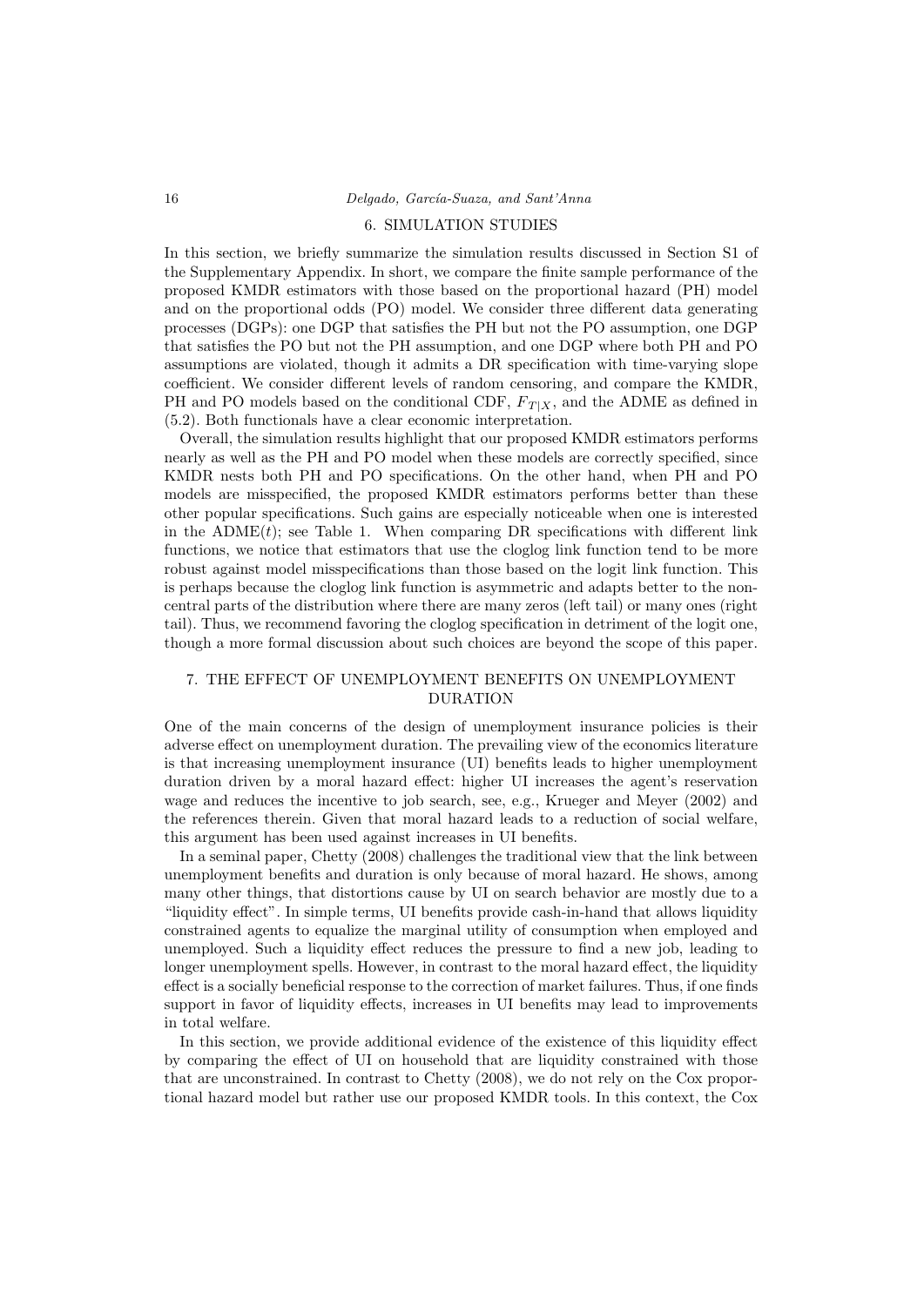## 6. SIMULATION STUDIES

In this section, we briefly summarize the simulation results discussed in Section S1 of the Supplementary Appendix. In short, we compare the finite sample performance of the proposed KMDR estimators with those based on the proportional hazard (PH) model and on the proportional odds (PO) model. We consider three different data generating processes (DGPs): one DGP that satisfies the PH but not the PO assumption, one DGP that satisfies the PO but not the PH assumption, and one DGP where both PH and PO assumptions are violated, though it admits a DR specification with time-varying slope coefficient. We consider different levels of random censoring, and compare the KMDR, PH and PO models based on the conditional CDF, $F_{T|X}$, and the ADME as defined in (5.2). Both functionals have a clear economic interpretation.

Overall, the simulation results highlight that our proposed KMDR estimators performs nearly as well as the PH and PO model when these models are correctly specified, since KMDR nests both PH and PO specifications. On the other hand, when PH and PO models are misspecified, the proposed KMDR estimators performs better than these other popular specifications. Such gains are especially noticeable when one is interested in the ADME$(t)$; see Table 1. When comparing DR specifications with different link functions, we notice that estimators that use the cloglog link function tend to be more robust against model misspecifications than those based on the logit link function. This is perhaps because the cloglog link function is asymmetric and adapts better to the non-central parts of the distribution where there are many zeros (left tail) or many ones (right tail). Thus, we recommend favoring the cloglog specification in detriment of the logit one, though a more formal discussion about such choices are beyond the scope of this paper.

## 7. THE EFFECT OF UNEMPLOYMENT BENEFITS ON UNEMPLOYMENT DURATION

One of the main concerns of the design of unemployment insurance policies is their adverse effect on unemployment duration. The prevailing view of the economics literature is that increasing unemployment insurance (UI) benefits leads to higher unemployment duration driven by a moral hazard effect: higher UI increases the agent's reservation wage and reduces the incentive to job search, see, e.g., Krueger and Meyer (2002) and the references therein. Given that moral hazard leads to a reduction of social welfare, this argument has been used against increases in UI benefits.

In a seminal paper, Chetty (2008) challenges the traditional view that the link between unemployment benefits and duration is only because of moral hazard. He shows, among many other things, that distortions cause by UI on search behavior are mostly due to a "liquidity effect". In simple terms, UI benefits provide cash-in-hand that allows liquidity constrained agents to equalize the marginal utility of consumption when employed and unemployed. Such a liquidity effect reduces the pressure to find a new job, leading to longer unemployment spells. However, in contrast to the moral hazard effect, the liquidity effect is a socially beneficial response to the correction of market failures. Thus, if one finds support in favor of liquidity effects, increases in UI benefits may lead to improvements in total welfare.

In this section, we provide additional evidence of the existence of this liquidity effect by comparing the effect of UI on household that are liquidity constrained with those that are unconstrained. In contrast to Chetty (2008), we do not rely on the Cox proportional hazard model but rather use our proposed KMDR tools. In this context, the Cox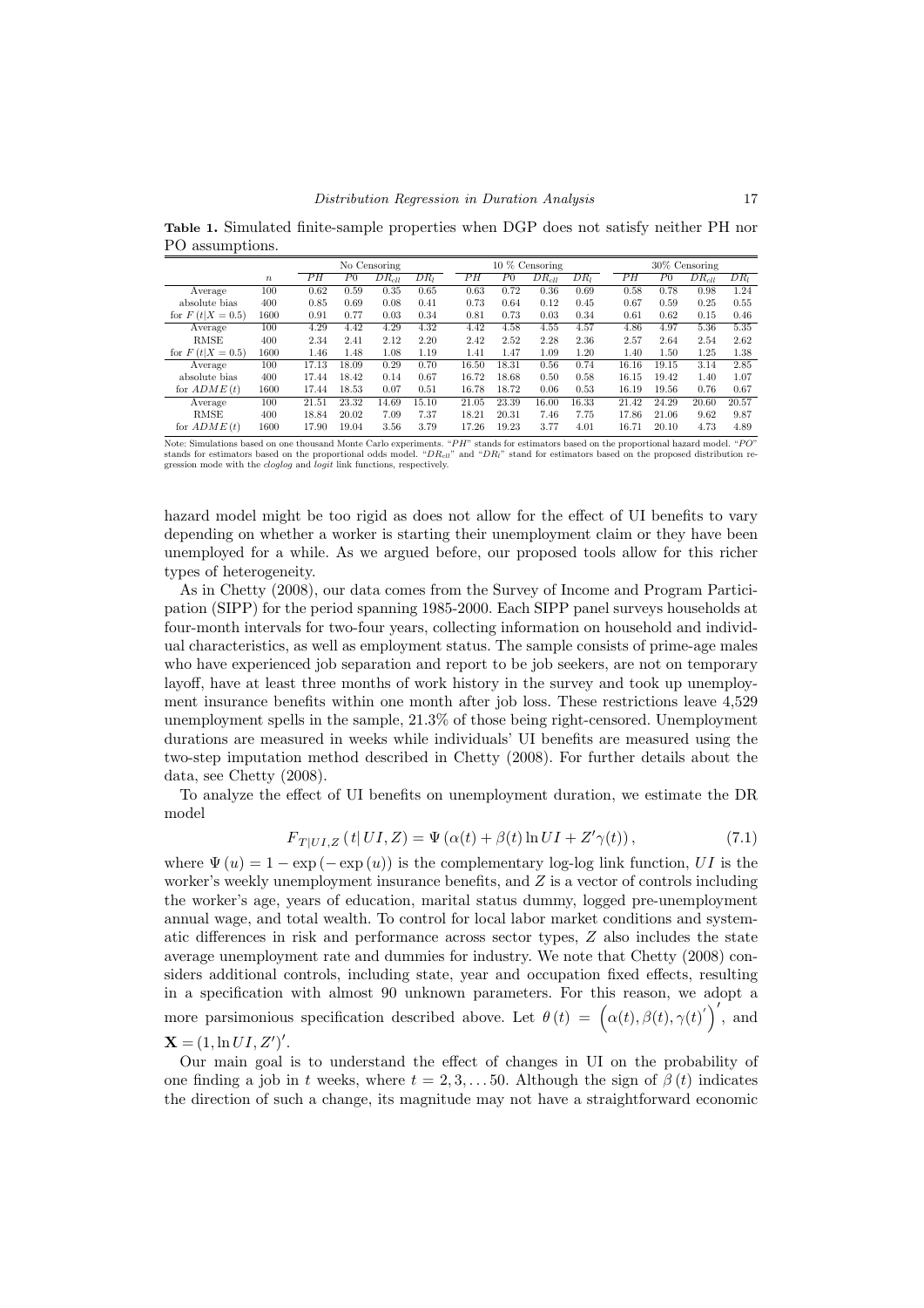**Table 1.** Simulated finite-sample properties when DGP does not satisfy neither PH nor PO assumptions.

| | | No Censoring | | | | 10 % Censoring | | | | 30% Censoring | | | |
|---|---|---|---|---|---|---|---|---|---|---|---|---|---|
| | $n$ | $PH$ | $P0$ | $DR_{cll}$ | $DR_l$ | $PH$ | $P0$ | $DR_{cll}$ | $DR_l$ | $PH$ | $P0$ | $DR_{cll}$ | $DR_l$ |
| Average | 100 | 0.62 | 0.59 | 0.35 | 0.65 | 0.63 | 0.72 | 0.36 | 0.69 | 0.58 | 0.78 | 0.98 | 1.24 |
| absolute bias | 400 | 0.85 | 0.69 | 0.08 | 0.41 | 0.73 | 0.64 | 0.12 | 0.45 | 0.67 | 0.59 | 0.25 | 0.55 |
| for $F(t\|X=0.5)$ | 1600 | 0.91 | 0.77 | 0.03 | 0.34 | 0.81 | 0.73 | 0.03 | 0.34 | 0.61 | 0.62 | 0.15 | 0.46 |
| Average | 100 | 4.29 | 4.42 | 4.29 | 4.32 | 4.42 | 4.58 | 4.55 | 4.57 | 4.86 | 4.97 | 5.36 | 5.35 |
| RMSE | 400 | 2.34 | 2.41 | 2.12 | 2.20 | 2.42 | 2.52 | 2.28 | 2.36 | 2.57 | 2.64 | 2.54 | 2.62 |
| for $F(t\|X=0.5)$ | 1600 | 1.46 | 1.48 | 1.08 | 1.19 | 1.41 | 1.47 | 1.09 | 1.20 | 1.40 | 1.50 | 1.25 | 1.38 |
| Average | 100 | 17.13 | 18.09 | 0.29 | 0.70 | 16.50 | 18.31 | 0.56 | 0.74 | 16.16 | 19.15 | 3.14 | 2.85 |
| absolute bias | 400 | 17.44 | 18.42 | 0.14 | 0.67 | 16.72 | 18.68 | 0.50 | 0.58 | 16.15 | 19.42 | 1.40 | 1.07 |
| for $ADME(t)$ | 1600 | 17.44 | 18.53 | 0.07 | 0.51 | 16.78 | 18.72 | 0.06 | 0.53 | 16.19 | 19.56 | 0.76 | 0.67 |
| Average | 100 | 21.51 | 23.32 | 14.69 | 15.10 | 21.05 | 23.39 | 16.00 | 16.33 | 21.42 | 24.29 | 20.60 | 20.57 |
| RMSE | 400 | 18.84 | 20.02 | 7.09 | 7.37 | 18.21 | 20.31 | 7.46 | 7.75 | 17.86 | 21.06 | 9.62 | 9.87 |
| for $ADME(t)$ | 1600 | 17.90 | 19.04 | 3.56 | 3.79 | 17.26 | 19.23 | 3.77 | 4.01 | 16.71 | 20.10 | 4.73 | 4.89 |

Note: Simulations based on one thousand Monte Carlo experiments. "$PH$" stands for estimators based on the proportional hazard model. "$PO$" stands for estimators based on the proportional odds model. "$DR_{cll}$" and "$DR_l$" stand for estimators based on the proposed distribution regression mode with the *cloglog* and *logit* link functions, respectively.

hazard model might be too rigid as does not allow for the effect of UI benefits to vary depending on whether a worker is starting their unemployment claim or they have been unemployed for a while. As we argued before, our proposed tools allow for this richer types of heterogeneity.

As in Chetty (2008), our data comes from the Survey of Income and Program Participation (SIPP) for the period spanning 1985-2000. Each SIPP panel surveys households at four-month intervals for two-four years, collecting information on household and individual characteristics, as well as employment status. The sample consists of prime-age males who have experienced job separation and report to be job seekers, are not on temporary layoff, have at least three months of work history in the survey and took up unemployment insurance benefits within one month after job loss. These restrictions leave 4,529 unemployment spells in the sample, 21.3% of those being right-censored. Unemployment durations are measured in weeks while individuals' UI benefits are measured using the two-step imputation method described in Chetty (2008). For further details about the data, see Chetty (2008).

To analyze the effect of UI benefits on unemployment duration, we estimate the DR model

$$F_{T|UI,Z}\left(t|\,UI,Z\right)=\Psi\left(\alpha(t)+\beta(t)\ln UI+Z'\gamma(t)\right), \tag{7.1}$$

where $\Psi\left(u\right)=1-\exp\left(-\exp\left(u\right)\right)$ is the complementary log-log link function, $UI$ is the worker's weekly unemployment insurance benefits, and $Z$ is a vector of controls including the worker's age, years of education, marital status dummy, logged pre-unemployment annual wage, and total wealth. To control for local labor market conditions and systematic differences in risk and performance across sector types, $Z$ also includes the state average unemployment rate and dummies for industry. We note that Chetty (2008) considers additional controls, including state, year and occupation fixed effects, resulting in a specification with almost 90 unknown parameters. For this reason, we adopt a more parsimonious specification described above. Let $\theta\left(t\right)=\left(\alpha(t),\beta(t),\gamma(t)'\right)'$, and $\mathbf{X}=(1,\ln UI,Z')'$.

Our main goal is to understand the effect of changes in UI on the probability of one finding a job in $t$ weeks, where $t=2,3,\ldots 50$. Although the sign of $\beta\left(t\right)$ indicates the direction of such a change, its magnitude may not have a straightforward economic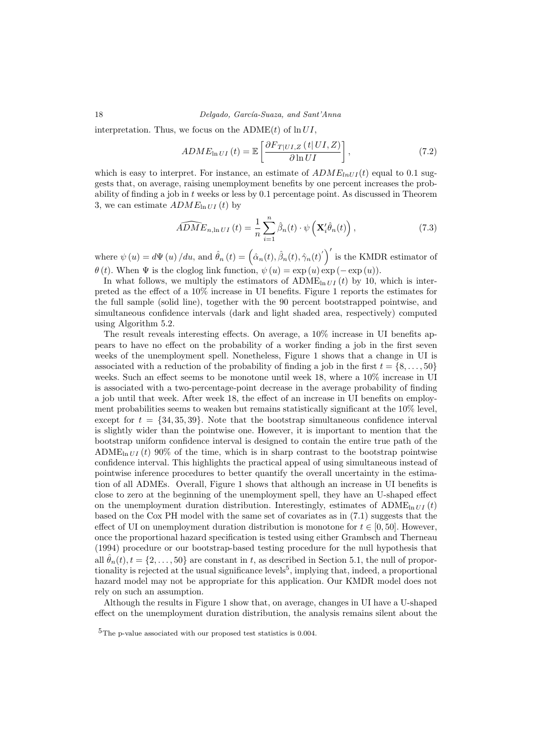interpretation. Thus, we focus on the ADME$(t)$ of $\ln UI$,

$$ADME_{\ln UI}(t) = \mathbb{E}\left[\frac{\partial F_{T|UI,Z}(t|UI,Z)}{\partial \ln UI}\right], \tag{7.2}$$

which is easy to interpret. For instance, an estimate of $ADME_{lnUI}(t)$ equal to 0.1 suggests that, on average, raising unemployment benefits by one percent increases the probability of finding a job in $t$ weeks or less by 0.1 percentage point. As discussed in Theorem 3, we can estimate $ADME_{\ln UI}(t)$ by

$$\widehat{ADME}_{n,\ln UI}(t) = \frac{1}{n}\sum_{i=1}^{n}\hat{\beta}_n(t)\cdot\psi\left(\mathbf{X}_i'\hat{\theta}_n(t)\right), \tag{7.3}$$

where $\psi(u) = d\Psi(u)/du$, and $\hat{\theta}_n(t) = \left(\hat{\alpha}_n(t), \hat{\beta}_n(t), \hat{\gamma}_n(t)'\right)'$ is the KMDR estimator of $\theta(t)$. When $\Psi$ is the cloglog link function, $\psi(u) = \exp(u)\exp(-\exp(u))$.

In what follows, we multiply the estimators of $\mathrm{ADME}_{\ln UI}(t)$ by 10, which is interpreted as the effect of a 10% increase in UI benefits. Figure 1 reports the estimates for the full sample (solid line), together with the 90 percent bootstrapped pointwise, and simultaneous confidence intervals (dark and light shaded area, respectively) computed using Algorithm 5.2.

The result reveals interesting effects. On average, a 10% increase in UI benefits appears to have no effect on the probability of a worker finding a job in the first seven weeks of the unemployment spell. Nonetheless, Figure 1 shows that a change in UI is associated with a reduction of the probability of finding a job in the first $t = \{8, \ldots, 50\}$ weeks. Such an effect seems to be monotone until week 18, where a 10% increase in UI is associated with a two-percentage-point decrease in the average probability of finding a job until that week. After week 18, the effect of an increase in UI benefits on employment probabilities seems to weaken but remains statistically significant at the 10% level, except for $t = \{34, 35, 39\}$. Note that the bootstrap simultaneous confidence interval is slightly wider than the pointwise one. However, it is important to mention that the bootstrap uniform confidence interval is designed to contain the entire true path of the $\mathrm{ADME}_{\ln UI}(t)$ 90% of the time, which is in sharp contrast to the bootstrap pointwise confidence interval. This highlights the practical appeal of using simultaneous instead of pointwise inference procedures to better quantify the overall uncertainty in the estimation of all ADMEs. Overall, Figure 1 shows that although an increase in UI benefits is close to zero at the beginning of the unemployment spell, they have an U-shaped effect on the unemployment duration distribution. Interestingly, estimates of $\mathrm{ADME}_{\ln UI}(t)$ based on the Cox PH model with the same set of covariates as in (7.1) suggests that the effect of UI on unemployment duration distribution is monotone for $t \in [0, 50]$. However, once the proportional hazard specification is tested using either Grambsch and Therneau (1994) procedure or our bootstrap-based testing procedure for the null hypothesis that all $\hat{\theta}_n(t), t = \{2, \ldots, 50\}$ are constant in $t$, as described in Section 5.1, the null of proportionality is rejected at the usual significance levels[5], implying that, indeed, a proportional hazard model may not be appropriate for this application. Our KMDR model does not rely on such an assumption.

Although the results in Figure 1 show that, on average, changes in UI have a U-shaped effect on the unemployment duration distribution, the analysis remains silent about the

[5]The p-value associated with our proposed test statistics is 0.004.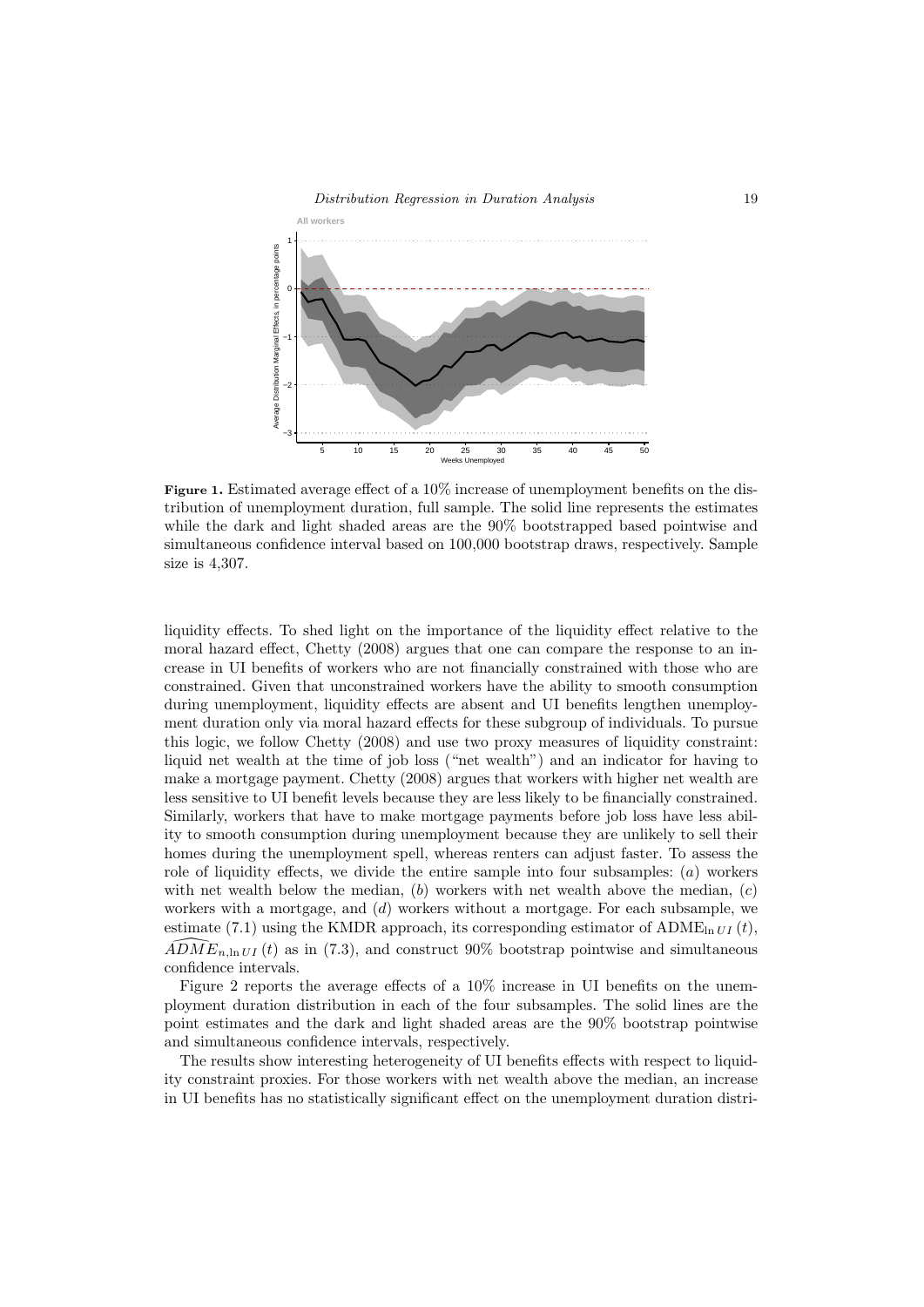**Figure 1.** Estimated average effect of a 10% increase of unemployment benefits on the distribution of unemployment duration, full sample. The solid line represents the estimates while the dark and light shaded areas are the 90% bootstrapped based pointwise and simultaneous confidence interval based on 100,000 bootstrap draws, respectively. Sample size is 4,307.

liquidity effects. To shed light on the importance of the liquidity effect relative to the moral hazard effect, Chetty (2008) argues that one can compare the response to an increase in UI benefits of workers who are not financially constrained with those who are constrained. Given that unconstrained workers have the ability to smooth consumption during unemployment, liquidity effects are absent and UI benefits lengthen unemployment duration only via moral hazard effects for these subgroup of individuals. To pursue this logic, we follow Chetty (2008) and use two proxy measures of liquidity constraint: liquid net wealth at the time of job loss ("net wealth") and an indicator for having to make a mortgage payment. Chetty (2008) argues that workers with higher net wealth are less sensitive to UI benefit levels because they are less likely to be financially constrained. Similarly, workers that have to make mortgage payments before job loss have less ability to smooth consumption during unemployment because they are unlikely to sell their homes during the unemployment spell, whereas renters can adjust faster. To assess the role of liquidity effects, we divide the entire sample into four subsamples: (*a*) workers with net wealth below the median, (*b*) workers with net wealth above the median, (*c*) workers with a mortgage, and (*d*) workers without a mortgage. For each subsample, we estimate (7.1) using the KMDR approach, its corresponding estimator of $\text{ADME}_{\ln UI}(t)$, $\widehat{ADME}_{n,\ln UI}(t)$ as in (7.3), and construct 90% bootstrap pointwise and simultaneous confidence intervals.

Figure 2 reports the average effects of a 10% increase in UI benefits on the unemployment duration distribution in each of the four subsamples. The solid lines are the point estimates and the dark and light shaded areas are the 90% bootstrap pointwise and simultaneous confidence intervals, respectively.

The results show interesting heterogeneity of UI benefits effects with respect to liquidity constraint proxies. For those workers with net wealth above the median, an increase in UI benefits has no statistically significant effect on the unemployment duration distri-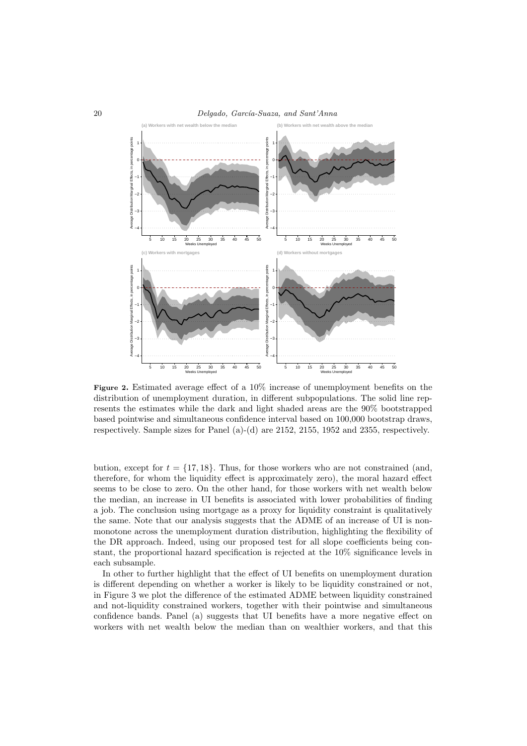**Figure 2.** Estimated average effect of a 10% increase of unemployment benefits on the distribution of unemployment duration, in different subpopulations. The solid line represents the estimates while the dark and light shaded areas are the 90% bootstrapped based pointwise and simultaneous confidence interval based on 100,000 bootstrap draws, respectively. Sample sizes for Panel (a)-(d) are 2152, 2155, 1952 and 2355, respectively.

bution, except for $t = \{17, 18\}$. Thus, for those workers who are not constrained (and, therefore, for whom the liquidity effect is approximately zero), the moral hazard effect seems to be close to zero. On the other hand, for those workers with net wealth below the median, an increase in UI benefits is associated with lower probabilities of finding a job. The conclusion using mortgage as a proxy for liquidity constraint is qualitatively the same. Note that our analysis suggests that the ADME of an increase of UI is non-monotone across the unemployment duration distribution, highlighting the flexibility of the DR approach. Indeed, using our proposed test for all slope coefficients being constant, the proportional hazard specification is rejected at the 10% significance levels in each subsample.

In other to further highlight that the effect of UI benefits on unemployment duration is different depending on whether a worker is likely to be liquidity constrained or not, in Figure 3 we plot the difference of the estimated ADME between liquidity constrained and not-liquidity constrained workers, together with their pointwise and simultaneous confidence bands. Panel (a) suggests that UI benefits have a more negative effect on workers with net wealth below the median than on wealthier workers, and that this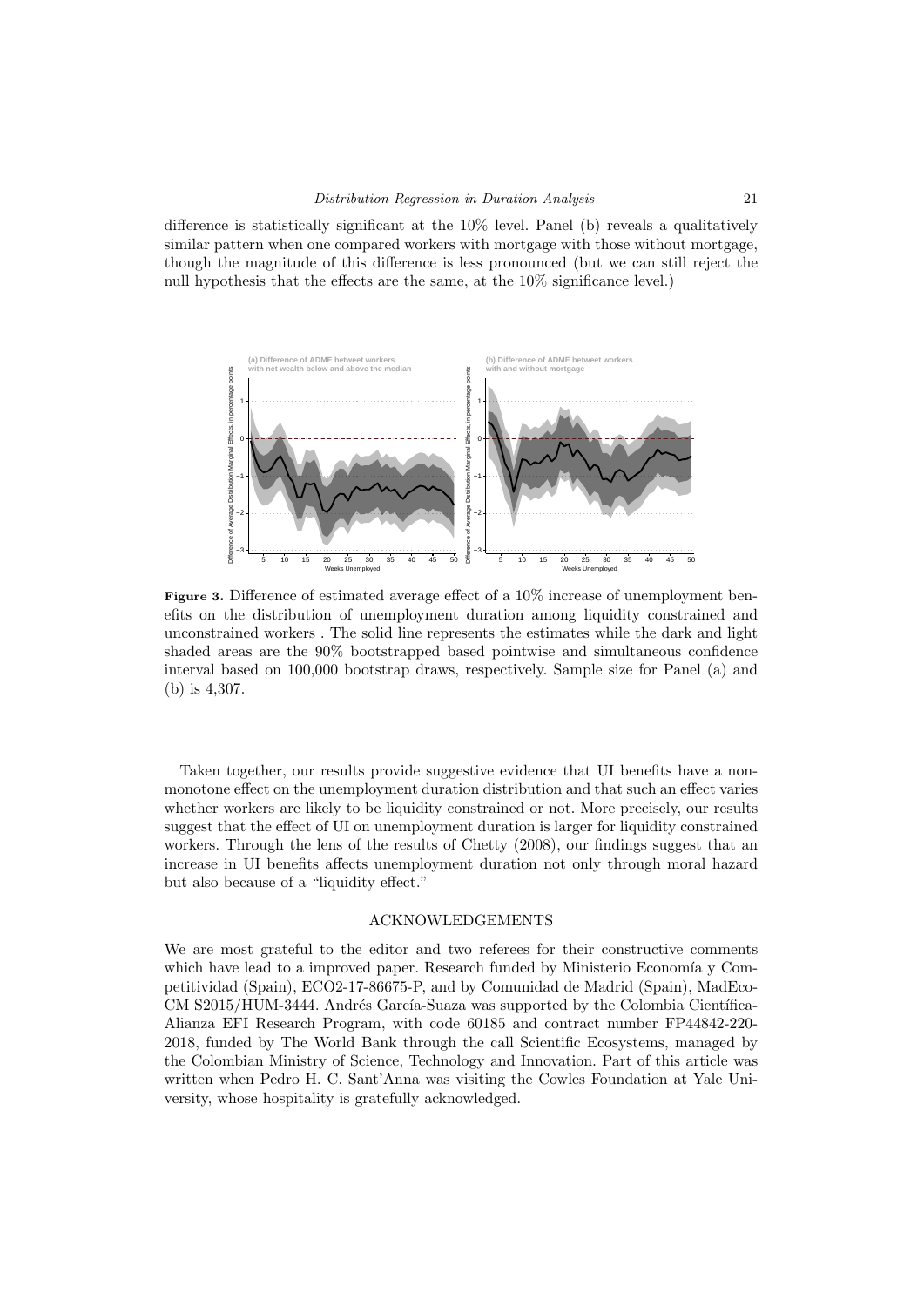difference is statistically significant at the 10% level. Panel (b) reveals a qualitatively similar pattern when one compared workers with mortgage with those without mortgage, though the magnitude of this difference is less pronounced (but we can still reject the null hypothesis that the effects are the same, at the 10% significance level.)

**Figure 3.** Difference of estimated average effect of a 10% increase of unemployment benefits on the distribution of unemployment duration among liquidity constrained and unconstrained workers . The solid line represents the estimates while the dark and light shaded areas are the 90% bootstrapped based pointwise and simultaneous confidence interval based on 100,000 bootstrap draws, respectively. Sample size for Panel (a) and (b) is 4,307.

Taken together, our results provide suggestive evidence that UI benefits have a non-monotone effect on the unemployment duration distribution and that such an effect varies whether workers are likely to be liquidity constrained or not. More precisely, our results suggest that the effect of UI on unemployment duration is larger for liquidity constrained workers. Through the lens of the results of Chetty (2008), our findings suggest that an increase in UI benefits affects unemployment duration not only through moral hazard but also because of a "liquidity effect."

## ACKNOWLEDGEMENTS

We are most grateful to the editor and two referees for their constructive comments which have lead to a improved paper. Research funded by Ministerio Economía y Competitividad (Spain), ECO2-17-86675-P, and by Comunidad de Madrid (Spain), MadEco-CM S2015/HUM-3444. Andrés García-Suaza was supported by the Colombia Científica-Alianza EFI Research Program, with code 60185 and contract number FP44842-220-2018, funded by The World Bank through the call Scientific Ecosystems, managed by the Colombian Ministry of Science, Technology and Innovation. Part of this article was written when Pedro H. C. Sant'Anna was visiting the Cowles Foundation at Yale University, whose hospitality is gratefully acknowledged.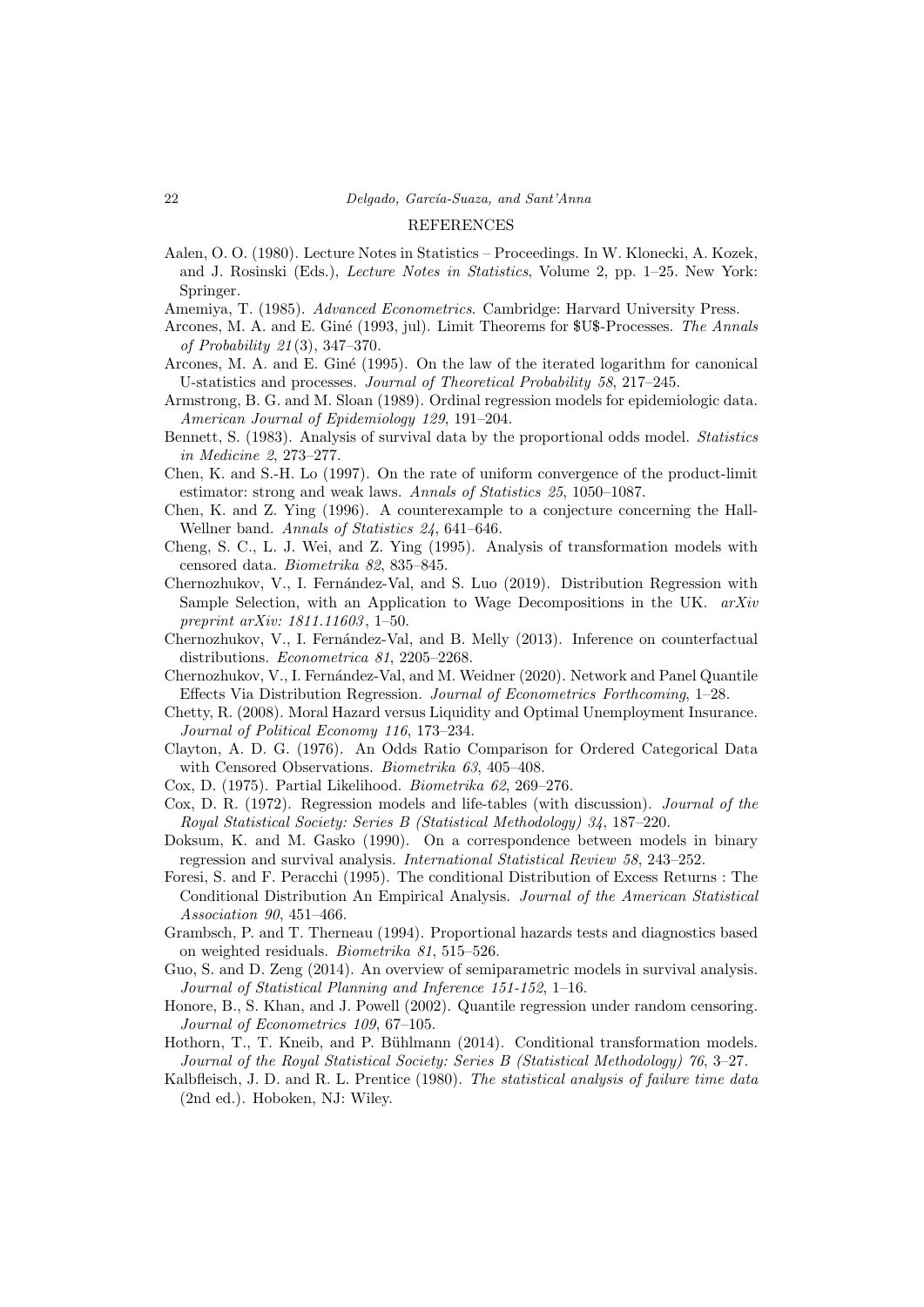## REFERENCES

Aalen, O. O. (1980). Lecture Notes in Statistics – Proceedings. In W. Klonecki, A. Kozek, and J. Rosinski (Eds.), *Lecture Notes in Statistics*, Volume 2, pp. 1–25. New York: Springer.

Amemiya, T. (1985). *Advanced Econometrics*. Cambridge: Harvard University Press.

Arcones, M. A. and E. Giné (1993, jul). Limit Theorems for \$U\$-Processes. *The Annals of Probability 21*(3), 347–370.

Arcones, M. A. and E. Giné (1995). On the law of the iterated logarithm for canonical U-statistics and processes. *Journal of Theoretical Probability 58*, 217–245.

Armstrong, B. G. and M. Sloan (1989). Ordinal regression models for epidemiologic data. *American Journal of Epidemiology 129*, 191–204.

Bennett, S. (1983). Analysis of survival data by the proportional odds model. *Statistics in Medicine 2*, 273–277.

Chen, K. and S.-H. Lo (1997). On the rate of uniform convergence of the product-limit estimator: strong and weak laws. *Annals of Statistics 25*, 1050–1087.

Chen, K. and Z. Ying (1996). A counterexample to a conjecture concerning the Hall-Wellner band. *Annals of Statistics 24*, 641–646.

Cheng, S. C., L. J. Wei, and Z. Ying (1995). Analysis of transformation models with censored data. *Biometrika 82*, 835–845.

Chernozhukov, V., I. Fernández-Val, and S. Luo (2019). Distribution Regression with Sample Selection, with an Application to Wage Decompositions in the UK. *arXiv preprint arXiv: 1811.11603*, 1–50.

Chernozhukov, V., I. Fernández-Val, and B. Melly (2013). Inference on counterfactual distributions. *Econometrica 81*, 2205–2268.

Chernozhukov, V., I. Fernández-Val, and M. Weidner (2020). Network and Panel Quantile Effects Via Distribution Regression. *Journal of Econometrics Forthcoming*, 1–28.

Chetty, R. (2008). Moral Hazard versus Liquidity and Optimal Unemployment Insurance. *Journal of Political Economy 116*, 173–234.

Clayton, A. D. G. (1976). An Odds Ratio Comparison for Ordered Categorical Data with Censored Observations. *Biometrika 63*, 405–408.

Cox, D. (1975). Partial Likelihood. *Biometrika 62*, 269–276.

Cox, D. R. (1972). Regression models and life-tables (with discussion). *Journal of the Royal Statistical Society: Series B (Statistical Methodology) 34*, 187–220.

Doksum, K. and M. Gasko (1990). On a correspondence between models in binary regression and survival analysis. *International Statistical Review 58*, 243–252.

Foresi, S. and F. Peracchi (1995). The conditional Distribution of Excess Returns : The Conditional Distribution An Empirical Analysis. *Journal of the American Statistical Association 90*, 451–466.

Grambsch, P. and T. Therneau (1994). Proportional hazards tests and diagnostics based on weighted residuals. *Biometrika 81*, 515–526.

Guo, S. and D. Zeng (2014). An overview of semiparametric models in survival analysis. *Journal of Statistical Planning and Inference 151-152*, 1–16.

Honore, B., S. Khan, and J. Powell (2002). Quantile regression under random censoring. *Journal of Econometrics 109*, 67–105.

Hothorn, T., T. Kneib, and P. Bühlmann (2014). Conditional transformation models. *Journal of the Royal Statistical Society: Series B (Statistical Methodology) 76*, 3–27.

Kalbfleisch, J. D. and R. L. Prentice (1980). *The statistical analysis of failure time data* (2nd ed.). Hoboken, NJ: Wiley.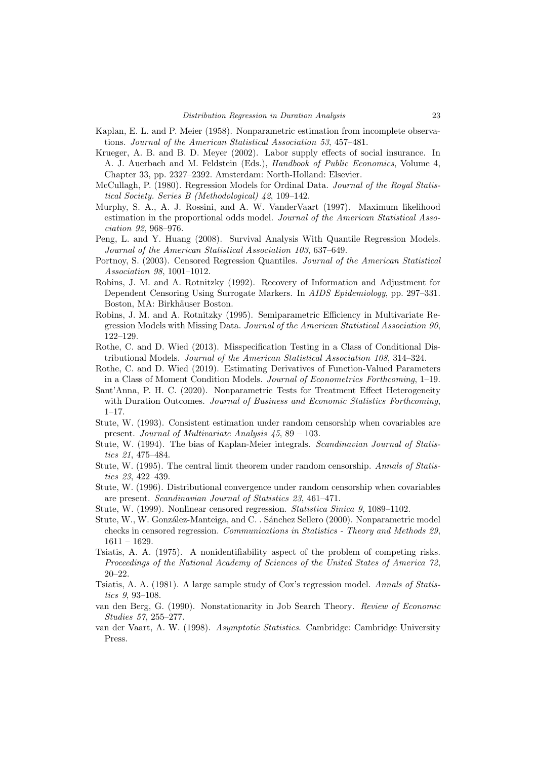Kaplan, E. L. and P. Meier (1958). Nonparametric estimation from incomplete observations. *Journal of the American Statistical Association 53*, 457–481.

Krueger, A. B. and B. D. Meyer (2002). Labor supply effects of social insurance. In A. J. Auerbach and M. Feldstein (Eds.), *Handbook of Public Economics*, Volume 4, Chapter 33, pp. 2327–2392. Amsterdam: North-Holland: Elsevier.

McCullagh, P. (1980). Regression Models for Ordinal Data. *Journal of the Royal Statistical Society. Series B (Methodological) 42*, 109–142.

Murphy, S. A., A. J. Rossini, and A. W. VanderVaart (1997). Maximum likelihood estimation in the proportional odds model. *Journal of the American Statistical Association 92*, 968–976.

Peng, L. and Y. Huang (2008). Survival Analysis With Quantile Regression Models. *Journal of the American Statistical Association 103*, 637–649.

Portnoy, S. (2003). Censored Regression Quantiles. *Journal of the American Statistical Association 98*, 1001–1012.

Robins, J. M. and A. Rotnitzky (1992). Recovery of Information and Adjustment for Dependent Censoring Using Surrogate Markers. In *AIDS Epidemiology*, pp. 297–331. Boston, MA: Birkhäuser Boston.

Robins, J. M. and A. Rotnitzky (1995). Semiparametric Efficiency in Multivariate Regression Models with Missing Data. *Journal of the American Statistical Association 90*, 122–129.

Rothe, C. and D. Wied (2013). Misspecification Testing in a Class of Conditional Distributional Models. *Journal of the American Statistical Association 108*, 314–324.

Rothe, C. and D. Wied (2019). Estimating Derivatives of Function-Valued Parameters in a Class of Moment Condition Models. *Journal of Econometrics Forthcoming*, 1–19.

Sant'Anna, P. H. C. (2020). Nonparametric Tests for Treatment Effect Heterogeneity with Duration Outcomes. *Journal of Business and Economic Statistics Forthcoming*, 1–17.

Stute, W. (1993). Consistent estimation under random censorship when covariables are present. *Journal of Multivariate Analysis 45*, 89 – 103.

Stute, W. (1994). The bias of Kaplan-Meier integrals. *Scandinavian Journal of Statistics 21*, 475–484.

Stute, W. (1995). The central limit theorem under random censorship. *Annals of Statistics 23*, 422–439.

Stute, W. (1996). Distributional convergence under random censorship when covariables are present. *Scandinavian Journal of Statistics 23*, 461–471.

Stute, W. (1999). Nonlinear censored regression. *Statistica Sinica 9*, 1089–1102.

Stute, W., W. González-Manteiga, and C. . Sánchez Sellero (2000). Nonparametric model checks in censored regression. *Communications in Statistics - Theory and Methods 29*, 1611 – 1629.

Tsiatis, A. A. (1975). A nonidentifiability aspect of the problem of competing risks. *Proceedings of the National Academy of Sciences of the United States of America 72*, 20–22.

Tsiatis, A. A. (1981). A large sample study of Cox's regression model. *Annals of Statistics 9*, 93–108.

van den Berg, G. (1990). Nonstationarity in Job Search Theory. *Review of Economic Studies 57*, 255–277.

van der Vaart, A. W. (1998). *Asymptotic Statistics*. Cambridge: Cambridge University Press.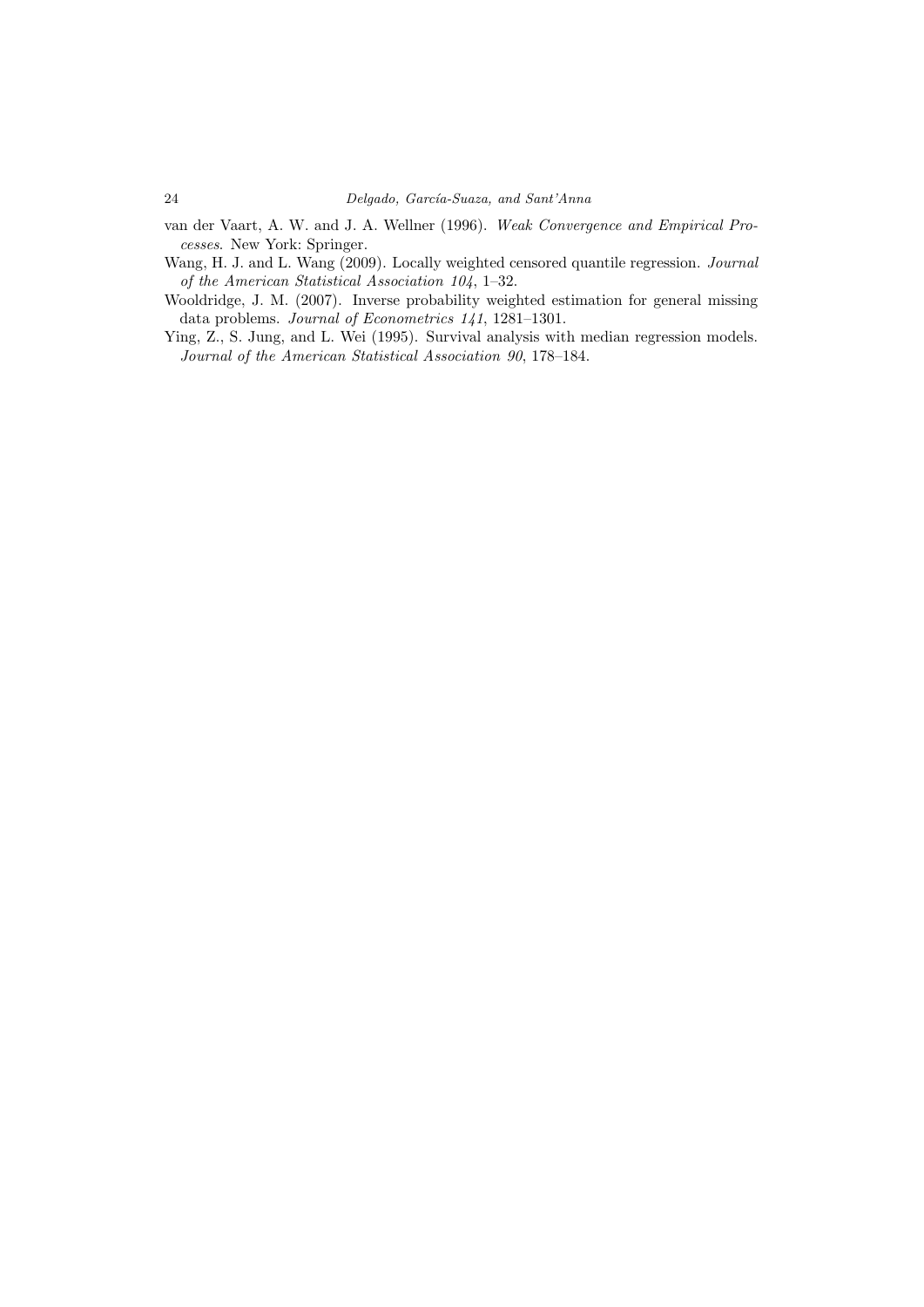van der Vaart, A. W. and J. A. Wellner (1996). *Weak Convergence and Empirical Processes*. New York: Springer.

Wang, H. J. and L. Wang (2009). Locally weighted censored quantile regression. *Journal of the American Statistical Association 104*, 1–32.

Wooldridge, J. M. (2007). Inverse probability weighted estimation for general missing data problems. *Journal of Econometrics 141*, 1281–1301.

Ying, Z., S. Jung, and L. Wei (1995). Survival analysis with median regression models. *Journal of the American Statistical Association 90*, 178–184.